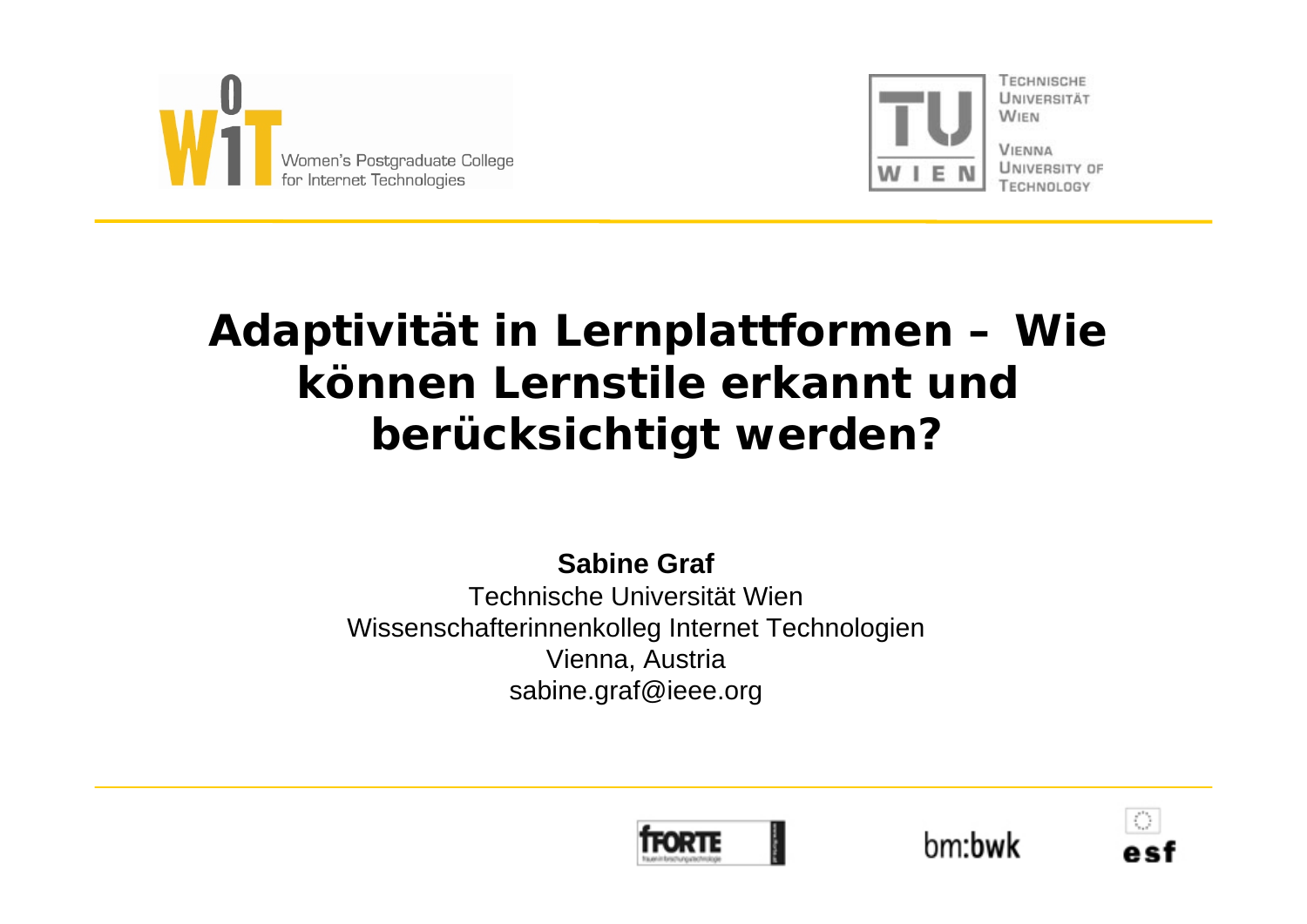# Adaptivität in Lernplattformen – Wie können Lernstile erkannt und berücksichtigt werden?

**Sabine Graf**

Technische Universität Wien

Wissenschafterinnenkolleg Internet Technologien

Vienna, Austria

sabine.graf@ieee.org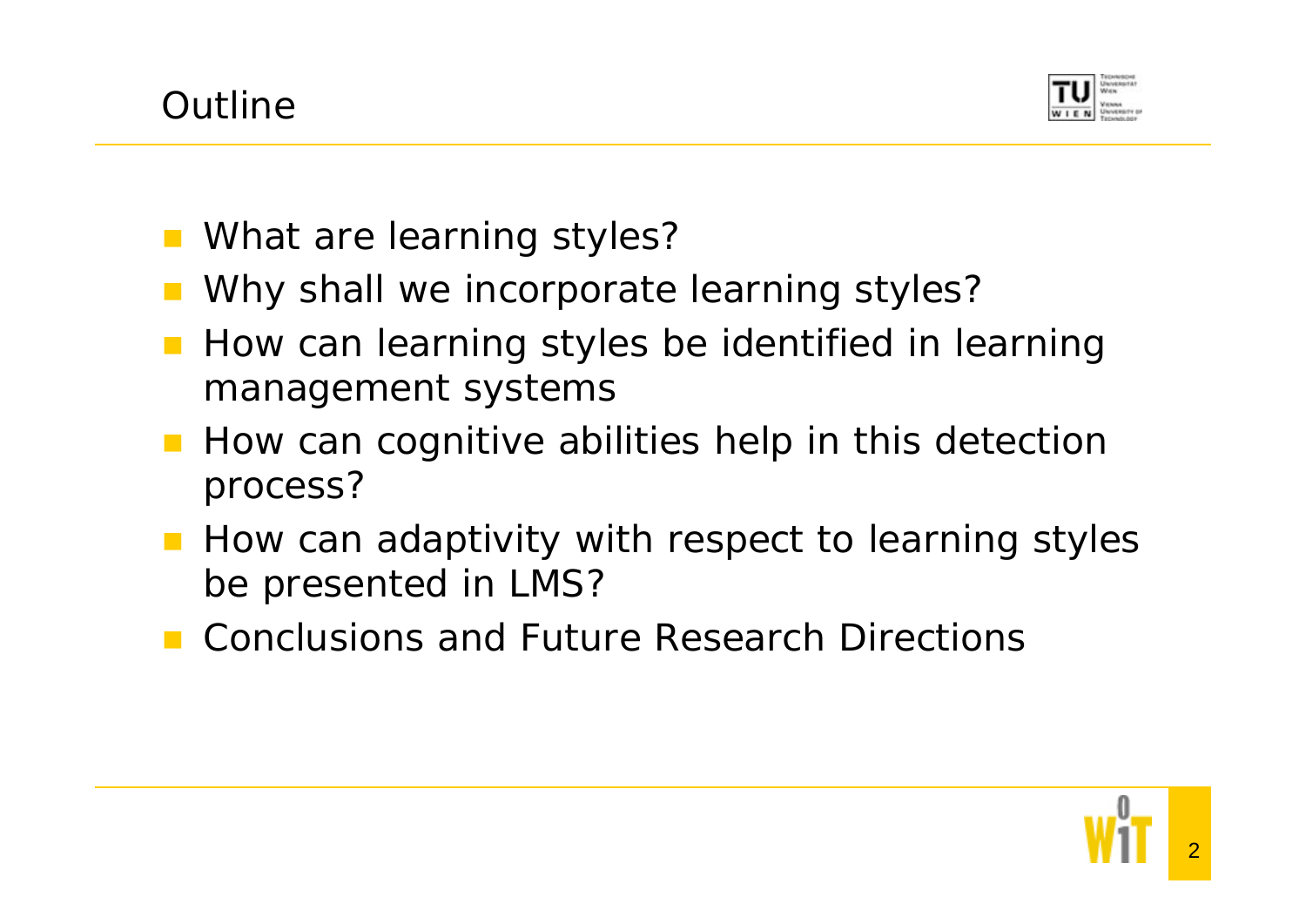# Outline

- What are learning styles?
- Why shall we incorporate learning styles?
- How can learning styles be identified in learning management systems
- How can cognitive abilities help in this detection process?
- How can adaptivity with respect to learning styles be presented in LMS?
- Conclusions and Future Research Directions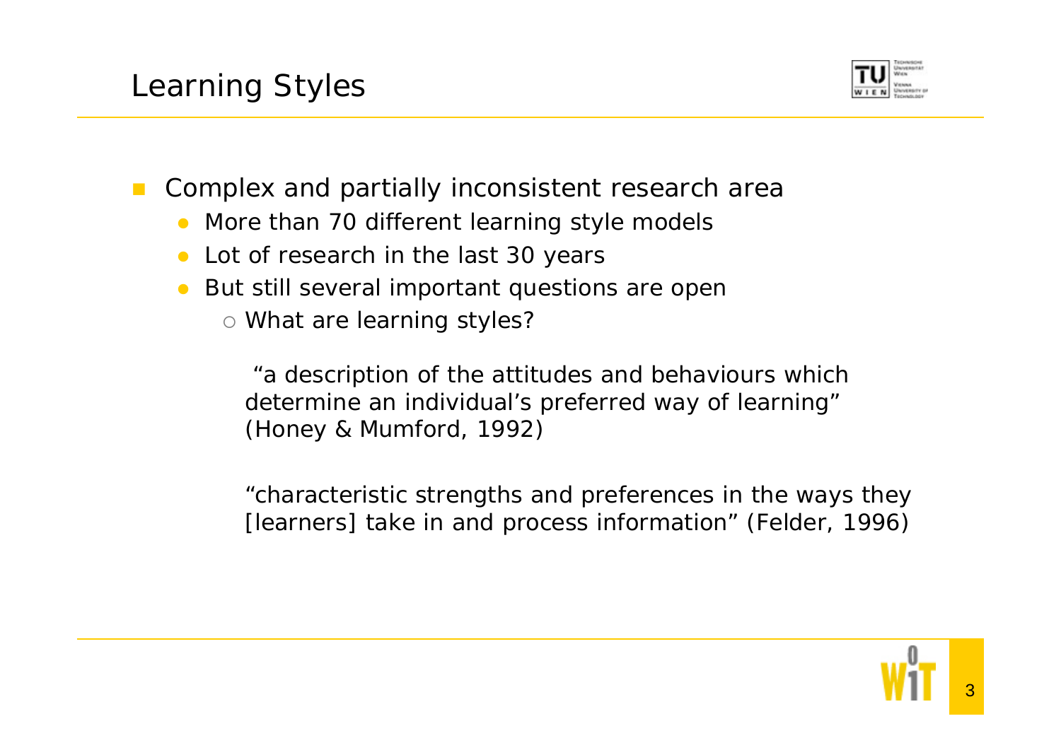## Learning Styles

- Complex and partially inconsistent research area
  - More than 70 different learning style models
  - Lot of research in the last 30 years
  - But still several important questions are open
    - What are learning styles?

      "a description of the attitudes and behaviours which determine an individual's preferred way of learning" (Honey & Mumford, 1992)

      "characteristic strengths and preferences in the ways they [learners] take in and process information" (Felder, 1996)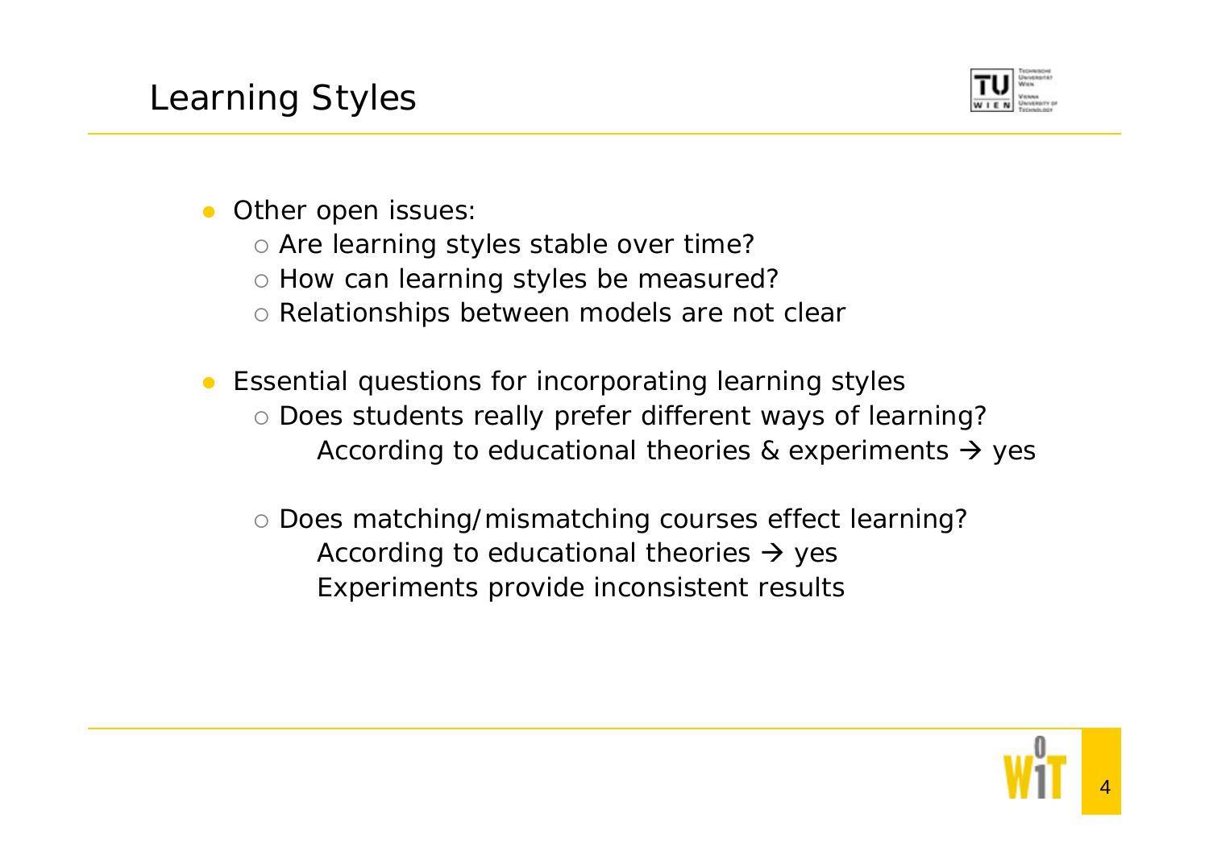# Learning Styles

- Other open issues:
  - Are learning styles stable over time?
  - How can learning styles be measured?
  - Relationships between models are not clear

- Essential questions for incorporating learning styles
  - Does students really prefer different ways of learning?
    According to educational theories & experiments → yes

  - Does matching/mismatching courses effect learning?
    According to educational theories → yes
    Experiments provide inconsistent results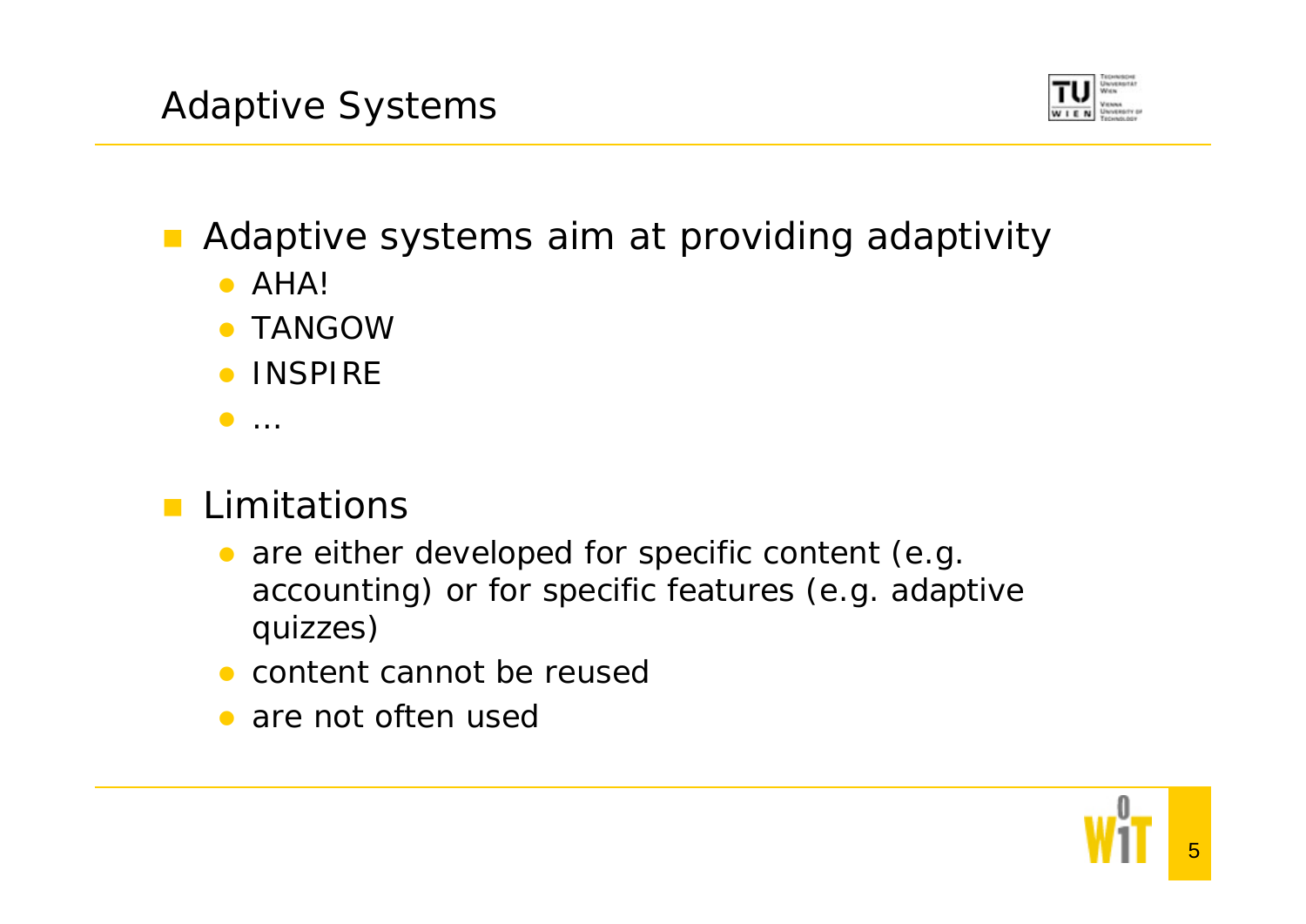## Adaptive Systems

- Adaptive systems aim at providing adaptivity
  - AHA!
  - TANGOW
  - INSPIRE
  - …
- Limitations
  - are either developed for specific content (e.g. accounting) or for specific features (e.g. adaptive quizzes)
  - content cannot be reused
  - are not often used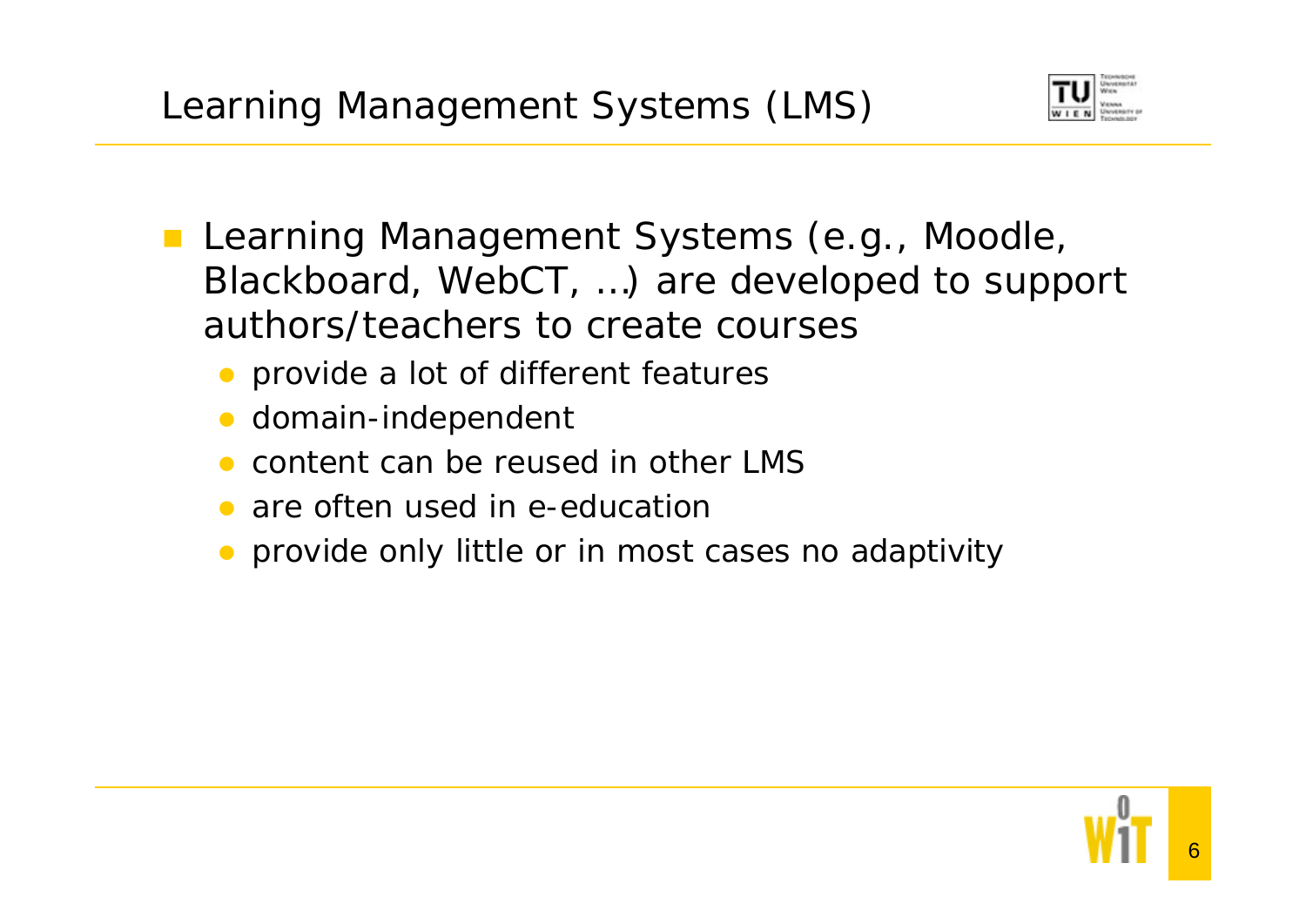# Learning Management Systems (LMS)

- Learning Management Systems (e.g., Moodle, Blackboard, WebCT, …) are developed to support authors/teachers to create courses
  - provide a lot of different features
  - domain-independent
  - content can be reused in other LMS
  - are often used in e-education
  - provide only little or in most cases no adaptivity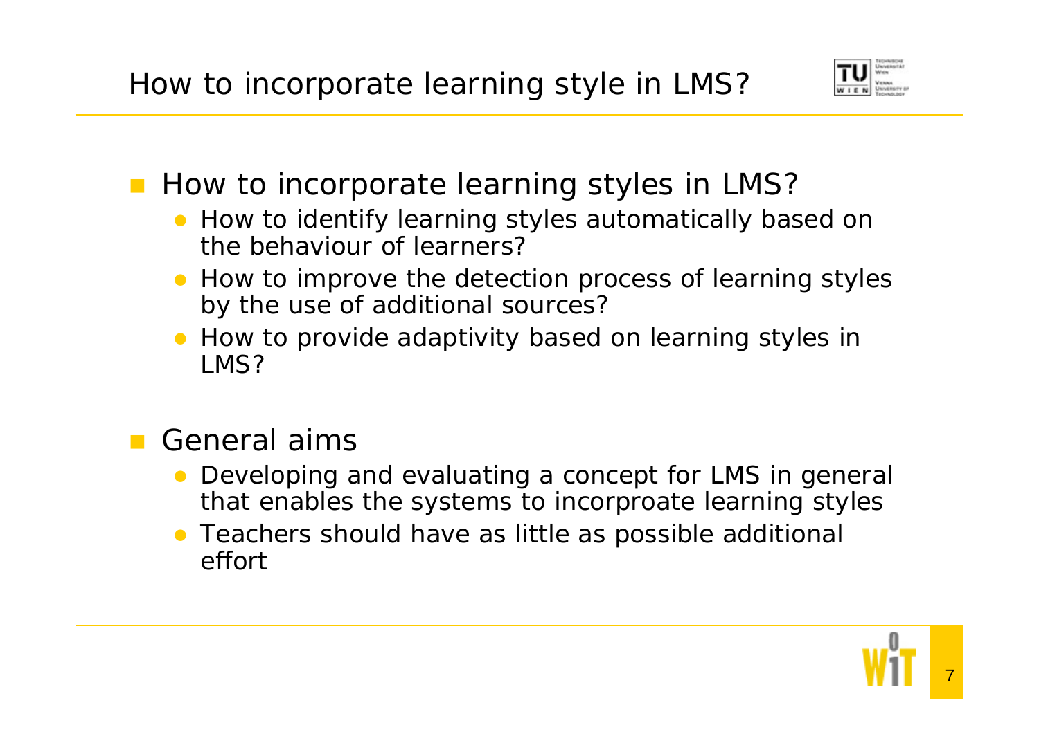# How to incorporate learning style in LMS?

- How to incorporate learning styles in LMS?
  - How to identify learning styles automatically based on the behaviour of learners?
  - How to improve the detection process of learning styles by the use of additional sources?
  - How to provide adaptivity based on learning styles in LMS?

- General aims
  - Developing and evaluating a concept for LMS in general that enables the systems to incorproate learning styles
  - Teachers should have as little as possible additional effort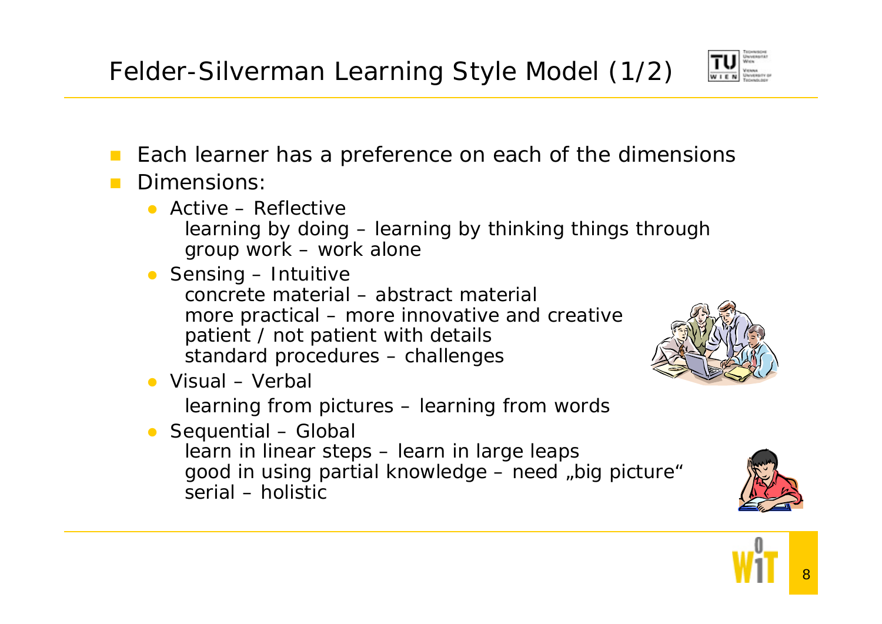# Felder-Silverman Learning Style Model (1/2)

- Each learner has a preference on each of the dimensions
- Dimensions:
  - Active – Reflective
    learning by doing – learning by thinking things through
    group work – work alone
  - Sensing – Intuitive
    concrete material – abstract material
    more practical – more innovative and creative
    patient / not patient with details
    standard procedures – challenges
  - Visual – Verbal
    learning from pictures – learning from words
  - Sequential – Global
    learn in linear steps – learn in large leaps
    good in using partial knowledge – need „big picture“
    serial – holistic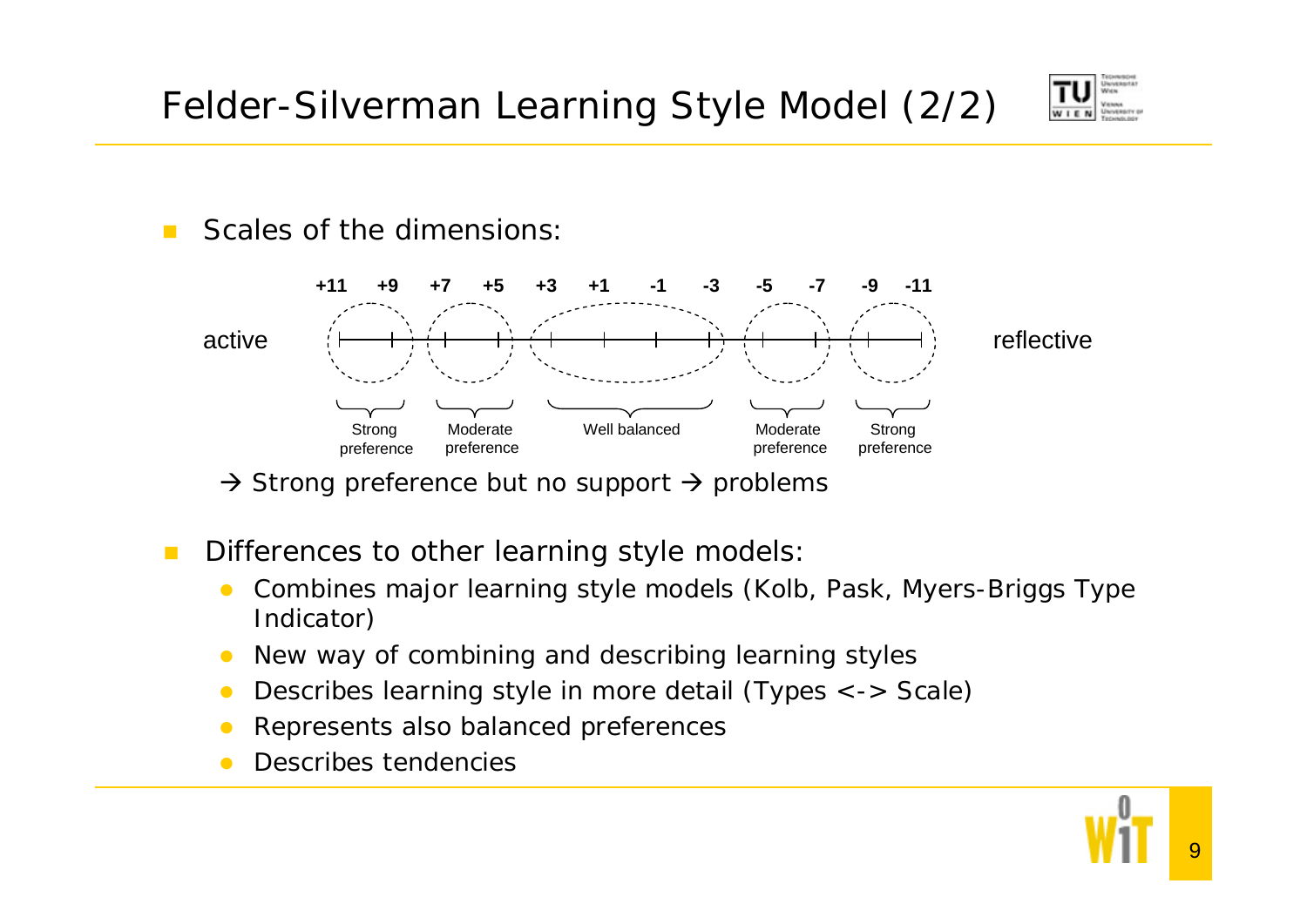# Felder-Silverman Learning Style Model (2/2)

- Scales of the dimensions:

active — reflective

| +11 | +9 | +7 | +5 | +3 | +1 | -1 | -3 | -5 | -7 | -9 | -11 |
|---|---|---|---|---|---|---|---|---|---|---|---|
| Strong preference | | Moderate preference | | Well balanced | | | | Moderate preference | | Strong preference | |

→ Strong preference but no support → problems

- Differences to other learning style models:
  - Combines major learning style models (Kolb, Pask, Myers-Briggs Type Indicator)
  - New way of combining and describing learning styles
  - Describes learning style in more detail (Types <-> Scale)
  - Represents also balanced preferences
  - Describes tendencies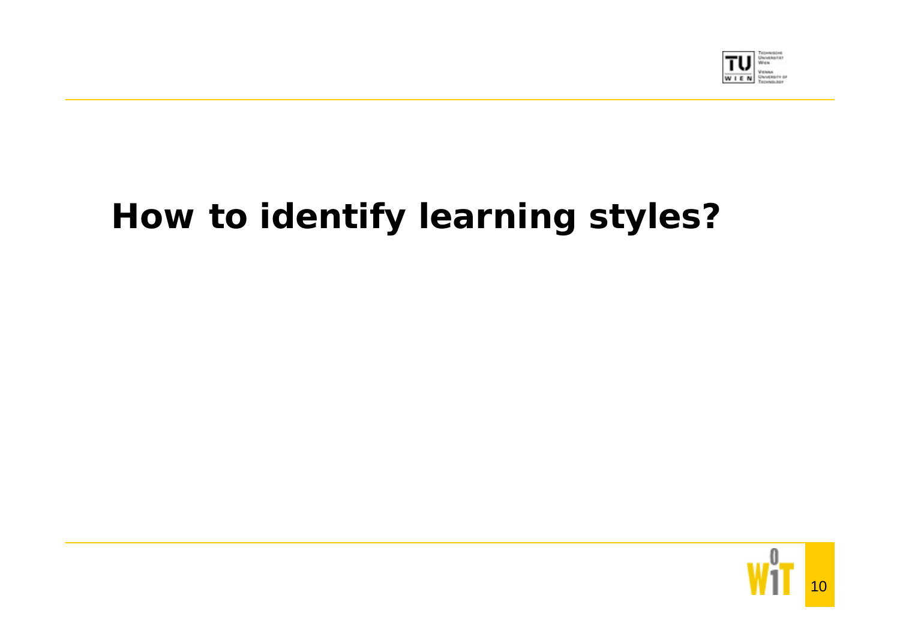# How to identify learning styles?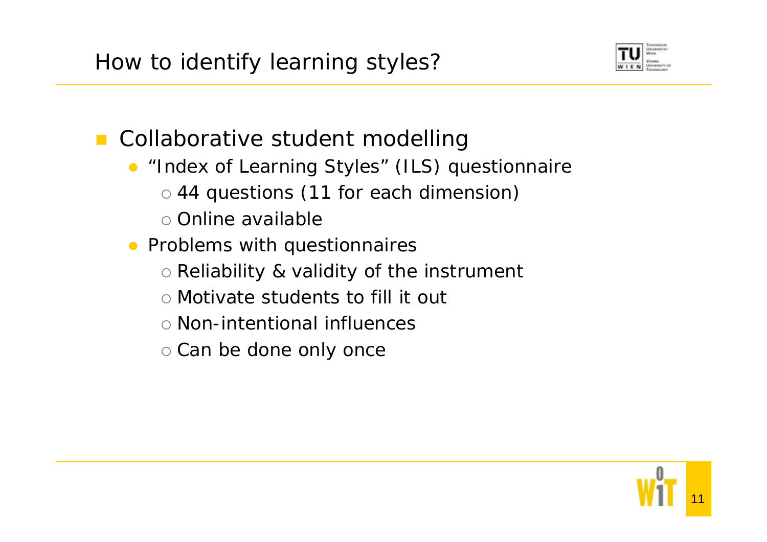# How to identify learning styles?

- Collaborative student modelling
  - "Index of Learning Styles" (ILS) questionnaire
    - 44 questions (11 for each dimension)
    - Online available
  - Problems with questionnaires
    - Reliability & validity of the instrument
    - Motivate students to fill it out
    - Non-intentional influences
    - Can be done only once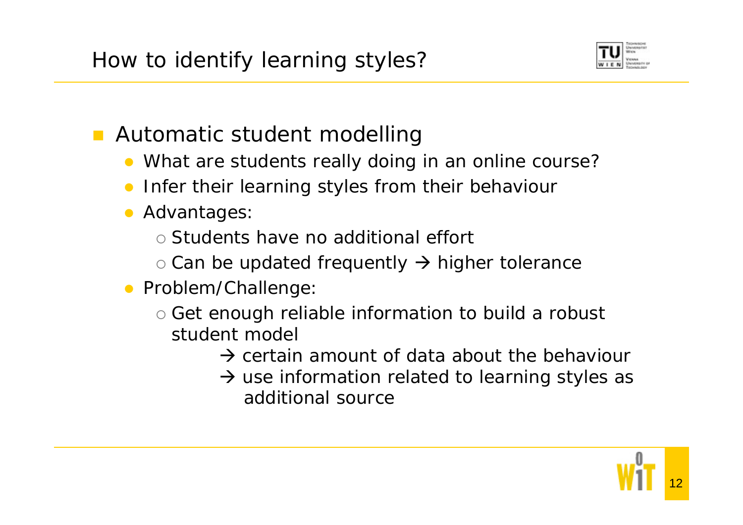# How to identify learning styles?

- Automatic student modelling
  - What are students really doing in an online course?
  - Infer their learning styles from their behaviour
  - Advantages:
    - Students have no additional effort
    - Can be updated frequently → higher tolerance
  - Problem/Challenge:
    - Get enough reliable information to build a robust student model
      - → certain amount of data about the behaviour
      - → use information related to learning styles as additional source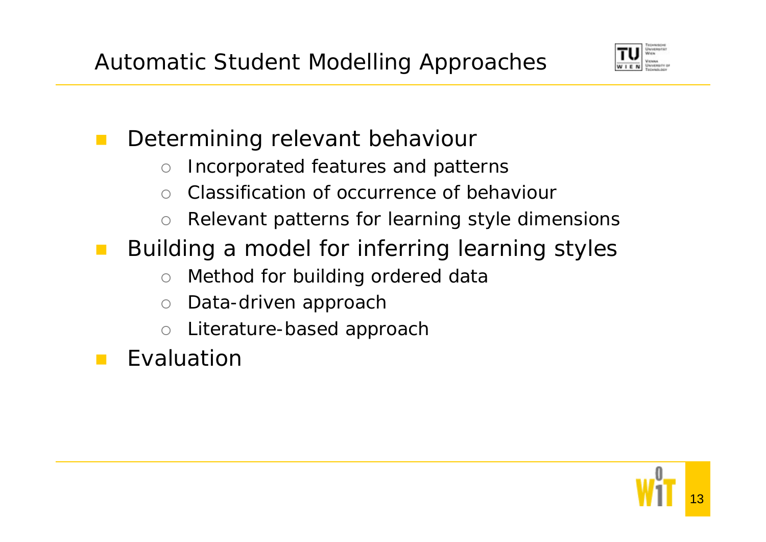# Automatic Student Modelling Approaches

- Determining relevant behaviour
  - Incorporated features and patterns
  - Classification of occurrence of behaviour
  - Relevant patterns for learning style dimensions
- Building a model for inferring learning styles
  - Method for building ordered data
  - Data-driven approach
  - Literature-based approach
- Evaluation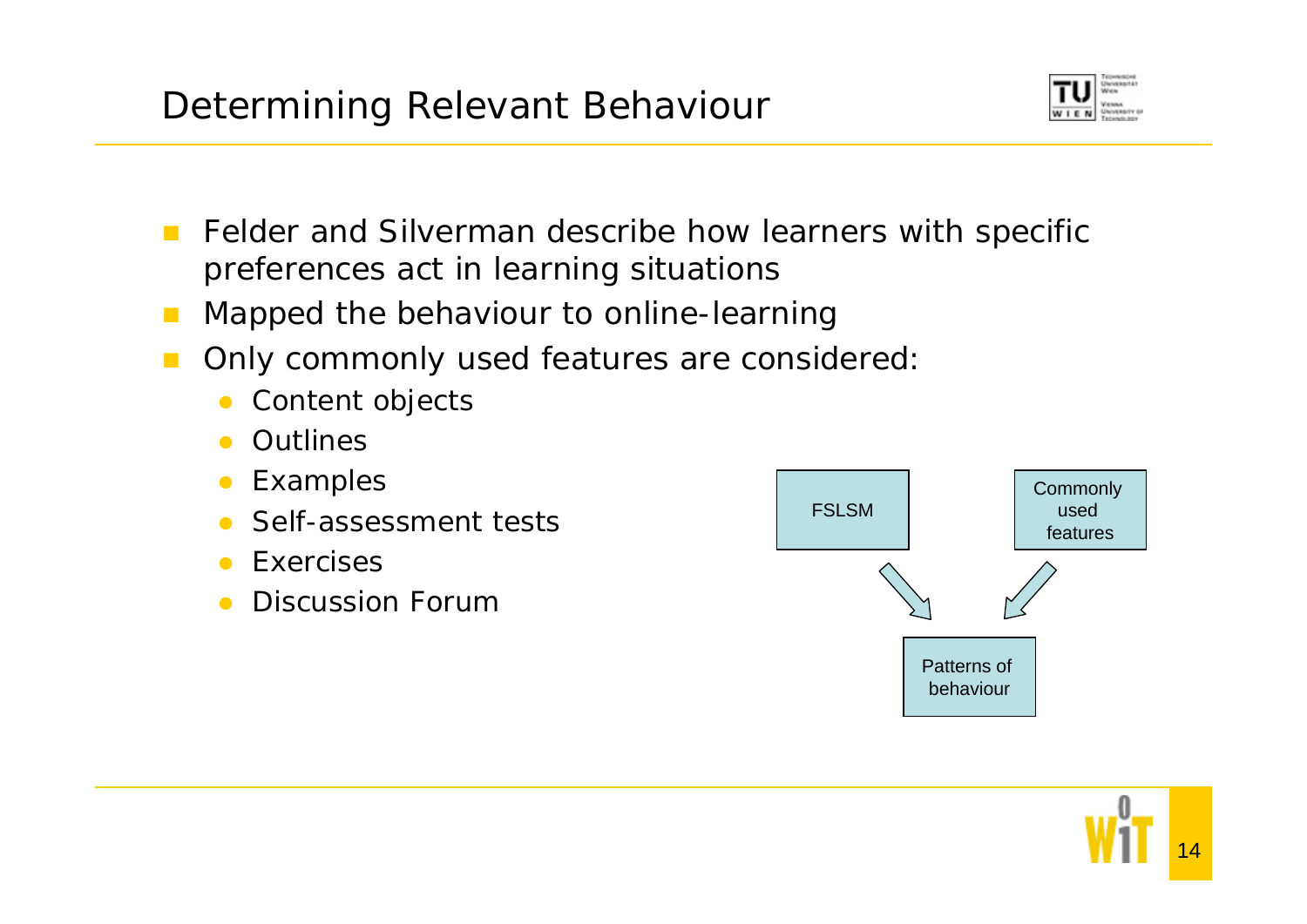# Determining Relevant Behaviour

- Felder and Silverman describe how learners with specific preferences act in learning situations
- Mapped the behaviour to online-learning
- Only commonly used features are considered:
  - Content objects
  - Outlines
  - Examples
  - Self-assessment tests
  - Exercises
  - Discussion Forum

FSLSM

Commonly used features

Patterns of behaviour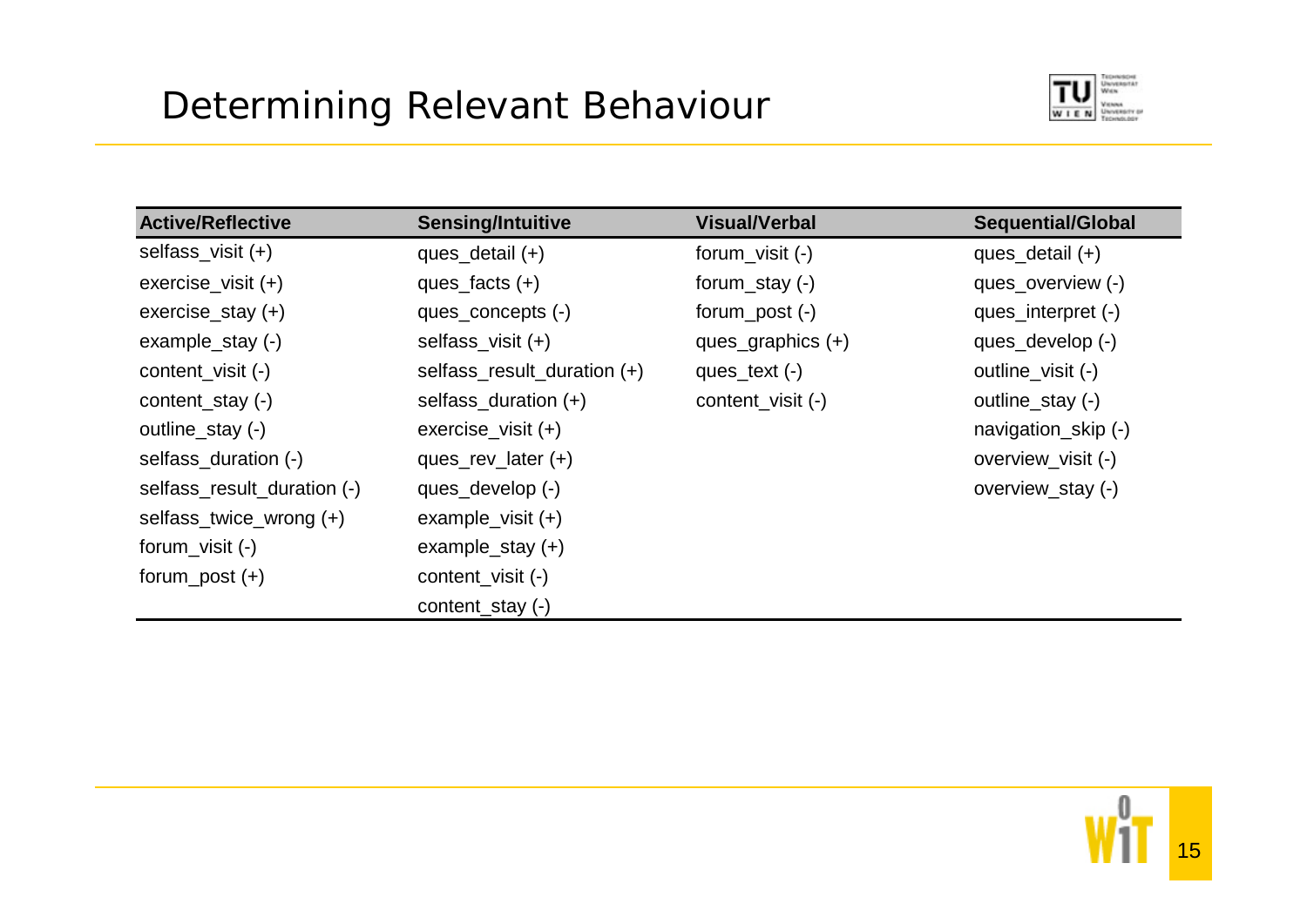# Determining Relevant Behaviour

| Active/Reflective | Sensing/Intuitive | Visual/Verbal | Sequential/Global |
|---|---|---|---|
| selfass_visit (+) | ques_detail (+) | forum_visit (-) | ques_detail (+) |
| exercise_visit (+) | ques_facts (+) | forum_stay (-) | ques_overview (-) |
| exercise_stay (+) | ques_concepts (-) | forum_post (-) | ques_interpret (-) |
| example_stay (-) | selfass_visit (+) | ques_graphics (+) | ques_develop (-) |
| content_visit (-) | selfass_result_duration (+) | ques_text (-) | outline_visit (-) |
| content_stay (-) | selfass_duration (+) | content_visit (-) | outline_stay (-) |
| outline_stay (-) | exercise_visit (+) | | navigation_skip (-) |
| selfass_duration (-) | ques_rev_later (+) | | overview_visit (-) |
| selfass_result_duration (-) | ques_develop (-) | | overview_stay (-) |
| selfass_twice_wrong (+) | example_visit (+) | | |
| forum_visit (-) | example_stay (+) | | |
| forum_post (+) | content_visit (-) | | |
| | content_stay (-) | | |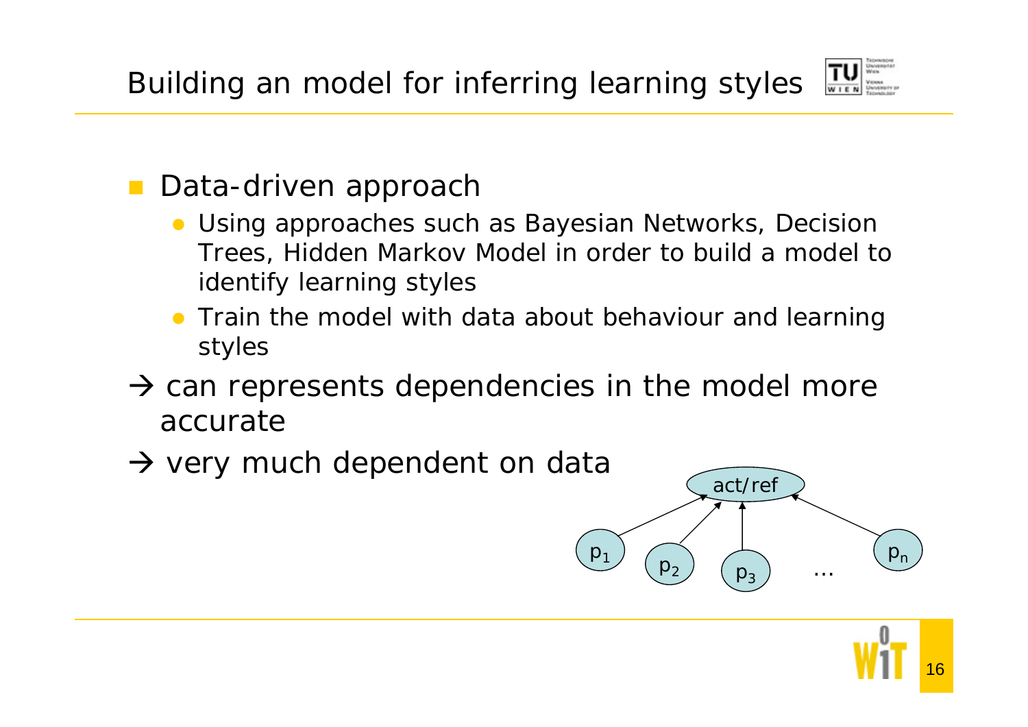# Building an model for inferring learning styles

- Data-driven approach
  - Using approaches such as Bayesian Networks, Decision Trees, Hidden Markov Model in order to build a model to identify learning styles
  - Train the model with data about behaviour and learning styles

→ can represents dependencies in the model more accurate

→ very much dependent on data

act/ref

$p_1$ $p_2$ $p_3$ … $p_n$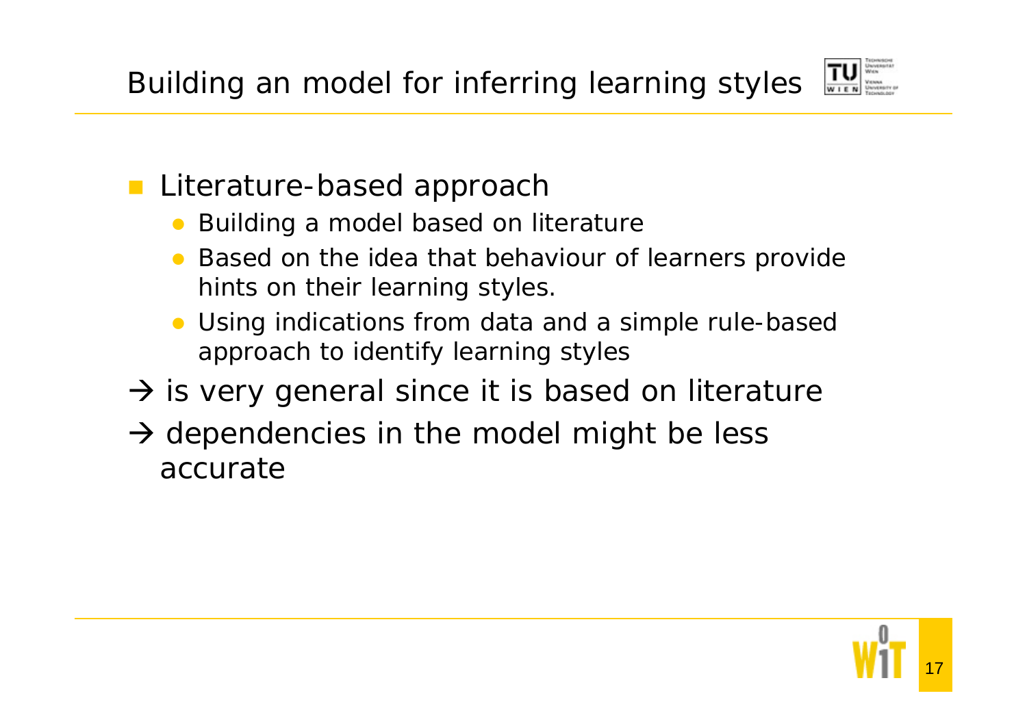# Building an model for inferring learning styles

- Literature-based approach
  - Building a model based on literature
  - Based on the idea that behaviour of learners provide hints on their learning styles.
  - Using indications from data and a simple rule-based approach to identify learning styles

→ is very general since it is based on literature

→ dependencies in the model might be less accurate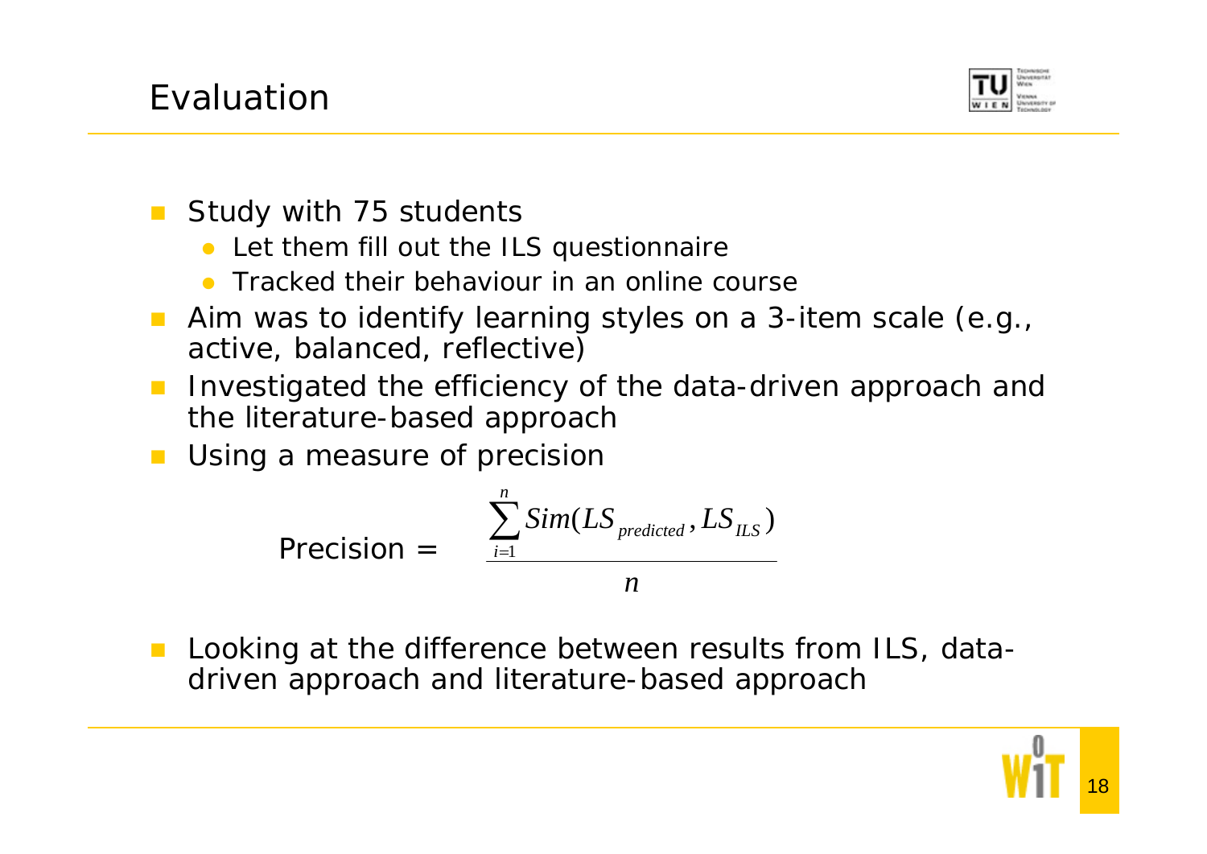# Evaluation

- Study with 75 students
  - Let them fill out the ILS questionnaire
  - Tracked their behaviour in an online course
- Aim was to identify learning styles on a 3-item scale (e.g., active, balanced, reflective)
- Investigated the efficiency of the data-driven approach and the literature-based approach
- Using a measure of precision

$$\text{Precision} = \frac{\sum_{i=1}^{n} Sim(LS_{predicted}, LS_{ILS})}{n}$$

- Looking at the difference between results from ILS, data-driven approach and literature-based approach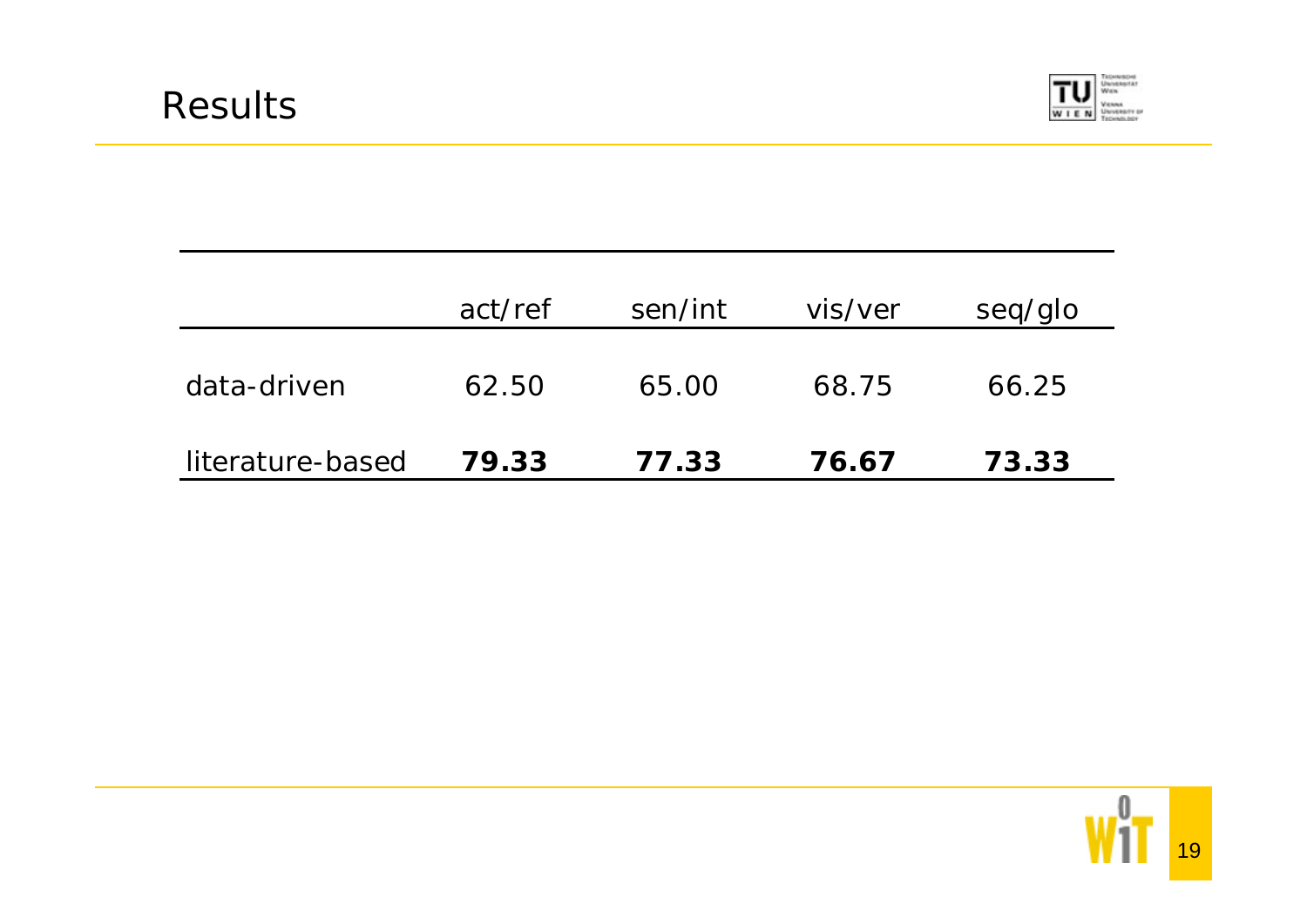# Results

| | act/ref | sen/int | vis/ver | seq/glo |
|---|---|---|---|---|
| data-driven | 62.50 | 65.00 | 68.75 | 66.25 |
| literature-based | **79.33** | **77.33** | **76.67** | **73.33** |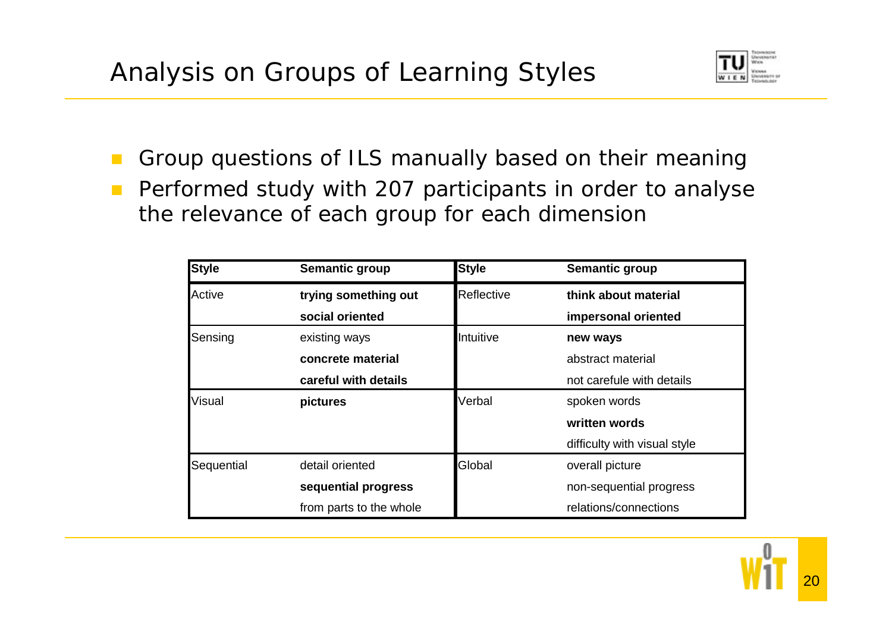# Analysis on Groups of Learning Styles

- Group questions of ILS manually based on their meaning
- Performed study with 207 participants in order to analyse the relevance of each group for each dimension

| Style | Semantic group | Style | Semantic group |
|---|---|---|---|
| Active | **trying something out** | Reflective | **think about material** |
| | **social oriented** | | **impersonal oriented** |
| Sensing | existing ways | Intuitive | **new ways** |
| | **concrete material** | | abstract material |
| | **careful with details** | | not carefule with details |
| Visual | **pictures** | Verbal | spoken words |
| | | | **written words** |
| | | | difficulty with visual style |
| Sequential | detail oriented | Global | overall picture |
| | **sequential progress** | | non-sequential progress |
| | from parts to the whole | | relations/connections |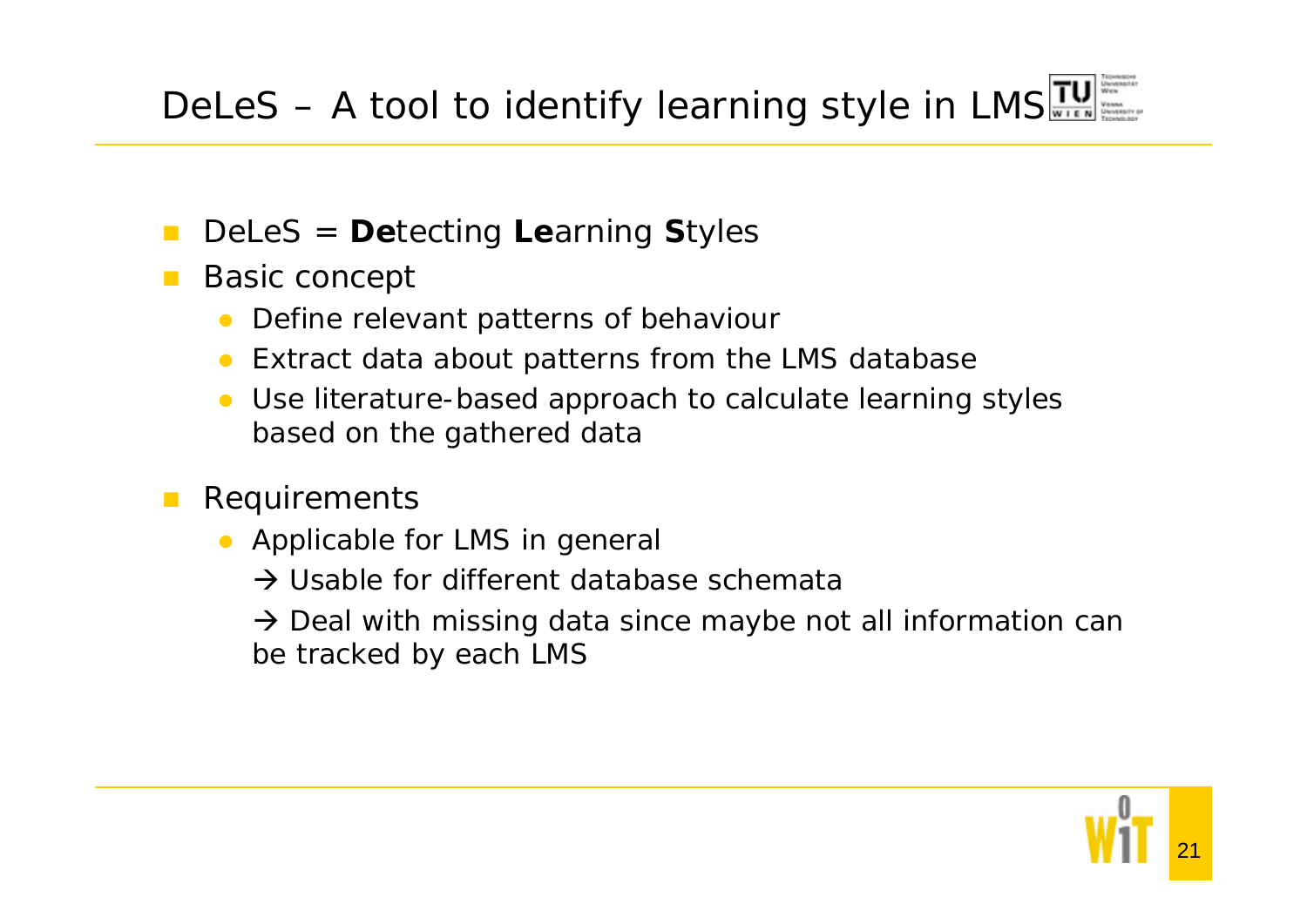# DeLeS – A tool to identify learning style in LMS

- DeLeS = **De**tecting **Le**arning **S**tyles
- Basic concept
  - Define relevant patterns of behaviour
  - Extract data about patterns from the LMS database
  - Use literature-based approach to calculate learning styles based on the gathered data
- Requirements
  - Applicable for LMS in general

    → Usable for different database schemata

    → Deal with missing data since maybe not all information can be tracked by each LMS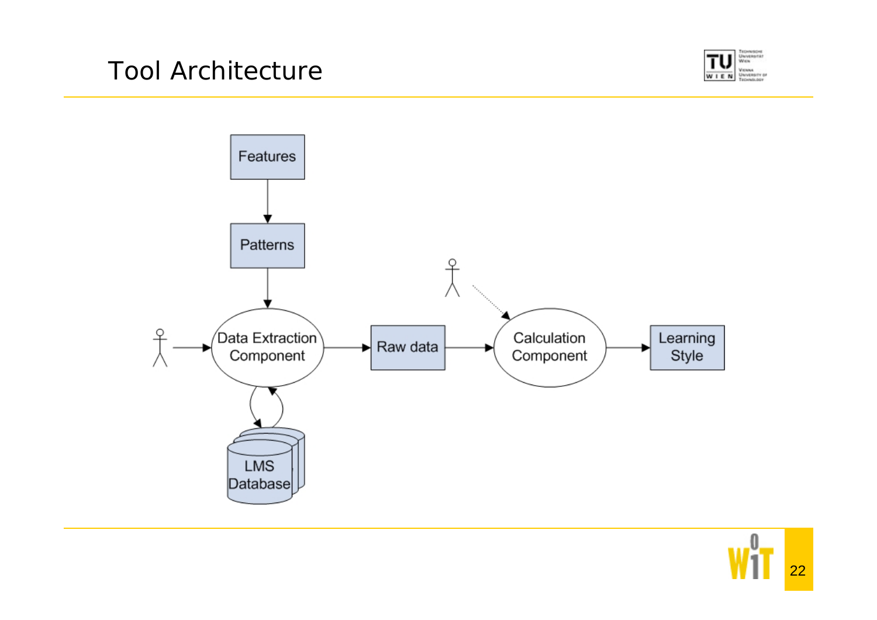# Tool Architecture

Features

Patterns

Data Extraction Component

LMS Database

Raw data

Calculation Component

Learning Style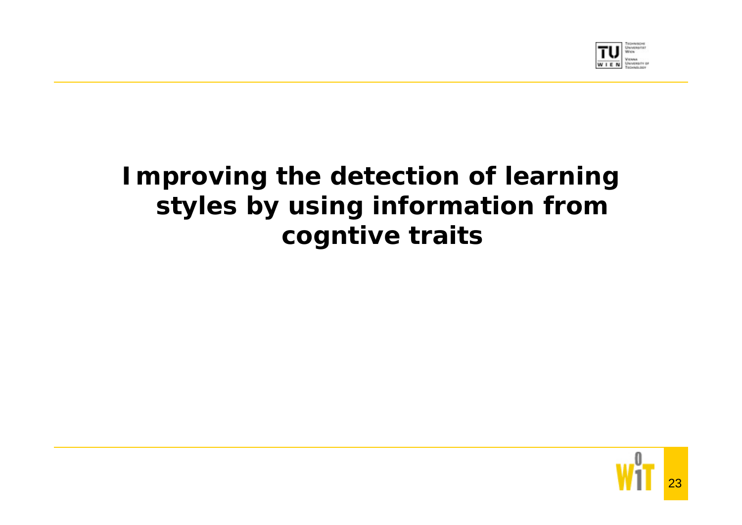# Improving the detection of learning styles by using information from cogntive traits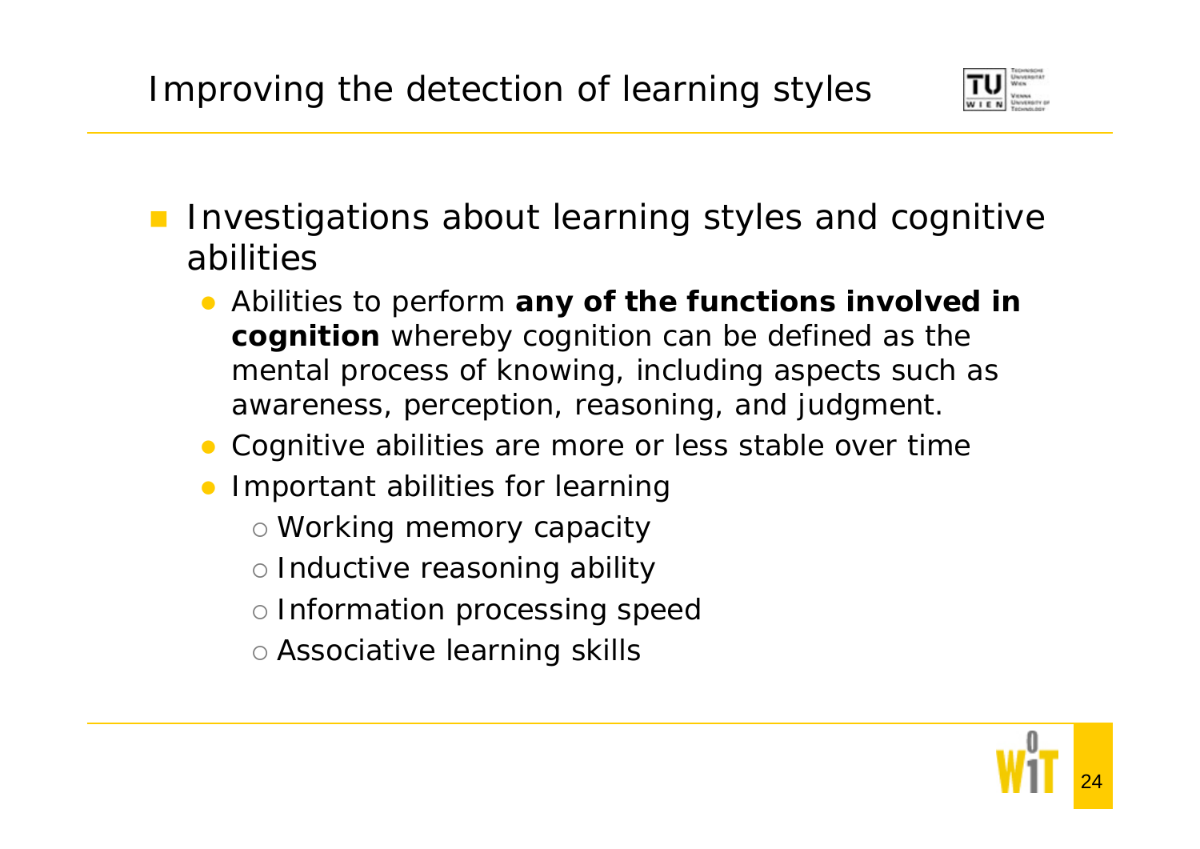# Improving the detection of learning styles

- Investigations about learning styles and cognitive abilities
  - Abilities to perform **any of the functions involved in cognition** whereby cognition can be defined as the mental process of knowing, including aspects such as awareness, perception, reasoning, and judgment.
  - Cognitive abilities are more or less stable over time
  - Important abilities for learning
    - Working memory capacity
    - Inductive reasoning ability
    - Information processing speed
    - Associative learning skills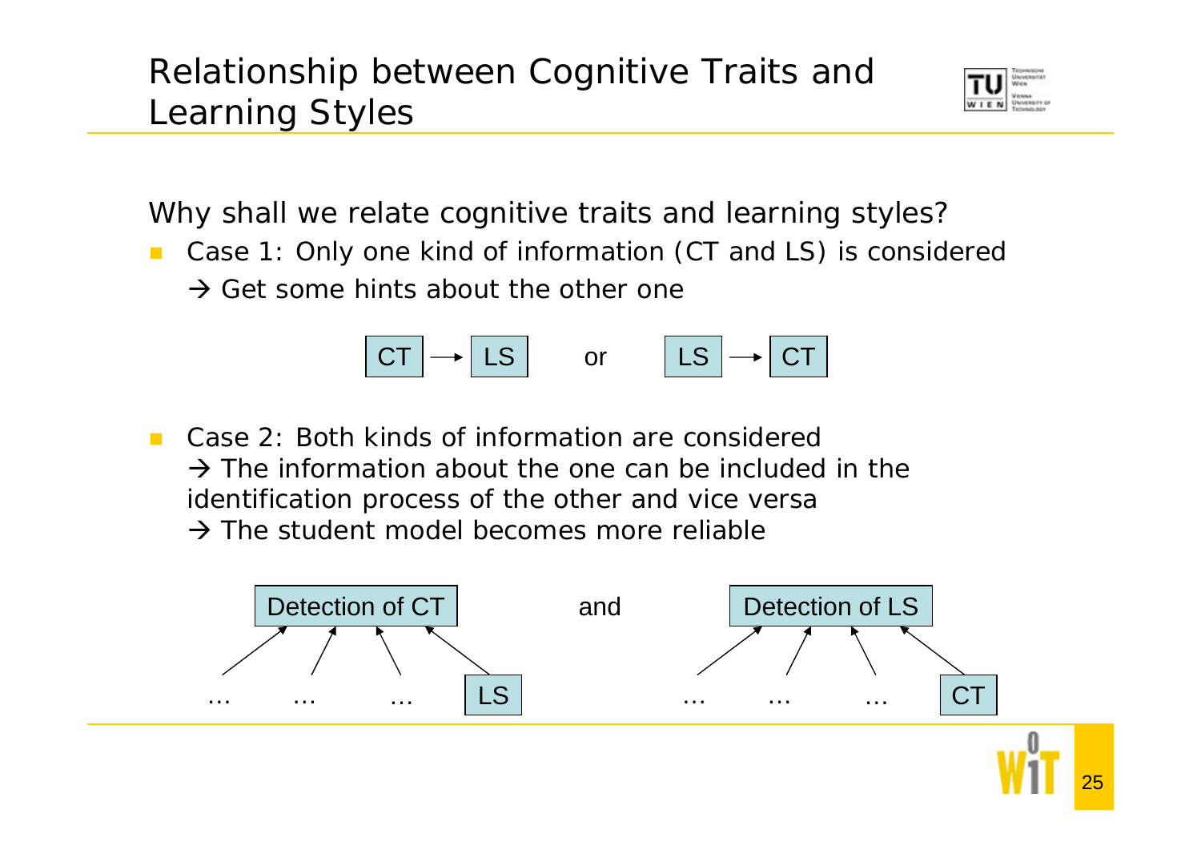# Relationship between Cognitive Traits and Learning Styles

Why shall we relate cognitive traits and learning styles?

- Case 1: Only one kind of information (CT and LS) is considered
  → Get some hints about the other one

CT → LS or LS → CT

- Case 2: Both kinds of information are considered
  → The information about the one can be included in the identification process of the other and vice versa
  → The student model becomes more reliable

Detection of CT ← … … … LS and Detection of LS ← … … … CT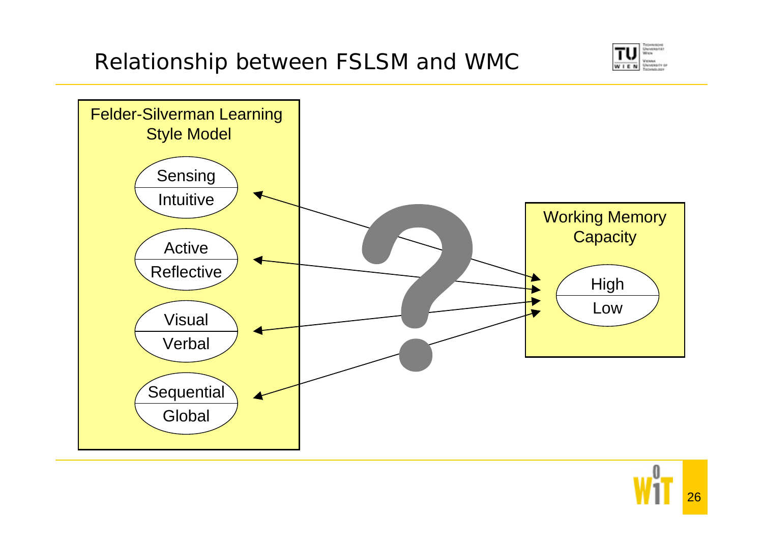# Relationship between FSLSM and WMC

Felder-Silverman Learning Style Model

- Sensing / Intuitive
- Active / Reflective
- Visual / Verbal
- Sequential / Global

Working Memory Capacity

- High / Low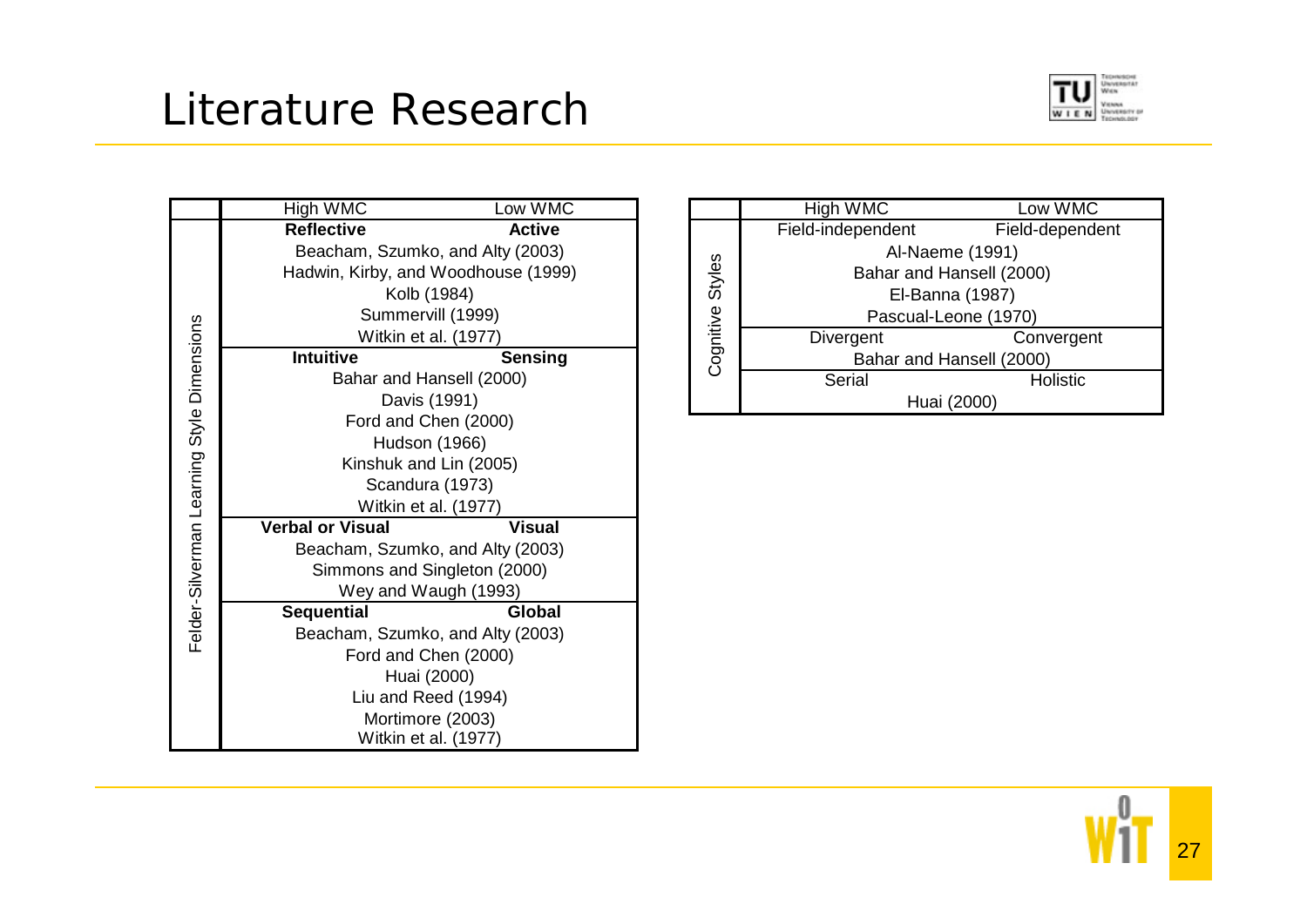# Literature Research

| | High WMC | Low WMC |
|---|---|---|
| Felder-Silverman Learning Style Dimensions | **Reflective** | **Active** |
| | Beacham, Szumko, and Alty (2003) | |
| | Hadwin, Kirby, and Woodhouse (1999) | |
| | Kolb (1984) | |
| | Summervill (1999) | |
| | Witkin et al. (1977) | |
| | **Intuitive** | **Sensing** |
| | Bahar and Hansell (2000) | |
| | Davis (1991) | |
| | Ford and Chen (2000) | |
| | Hudson (1966) | |
| | Kinshuk and Lin (2005) | |
| | Scandura (1973) | |
| | Witkin et al. (1977) | |
| | **Verbal or Visual** | **Visual** |
| | Beacham, Szumko, and Alty (2003) | |
| | Simmons and Singleton (2000) | |
| | Wey and Waugh (1993) | |
| | **Sequential** | **Global** |
| | Beacham, Szumko, and Alty (2003) | |
| | Ford and Chen (2000) | |
| | Huai (2000) | |
| | Liu and Reed (1994) | |
| | Mortimore (2003) | |
| | Witkin et al. (1977) | |

| | High WMC | Low WMC |
|---|---|---|
| Cognitive Styles | Field-independent | Field-dependent |
| | Al-Naeme (1991) | |
| | Bahar and Hansell (2000) | |
| | El-Banna (1987) | |
| | Pascual-Leone (1970) | |
| | Divergent | Convergent |
| | Bahar and Hansell (2000) | |
| | Serial | Holistic |
| | Huai (2000) | |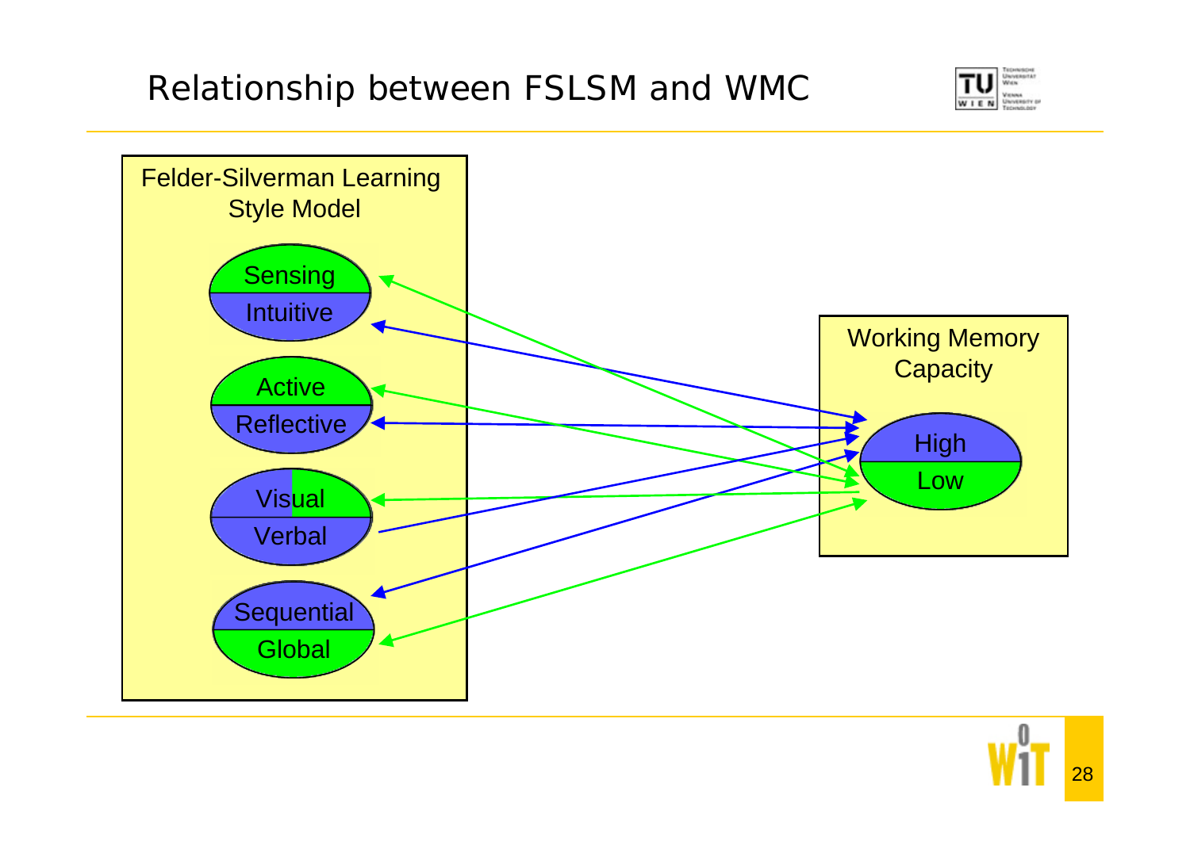# Relationship between FSLSM and WMC

Felder-Silverman Learning Style Model

Sensing
Intuitive

Active
Reflective

Visual
Verbal

Sequential
Global

Working Memory Capacity

High
Low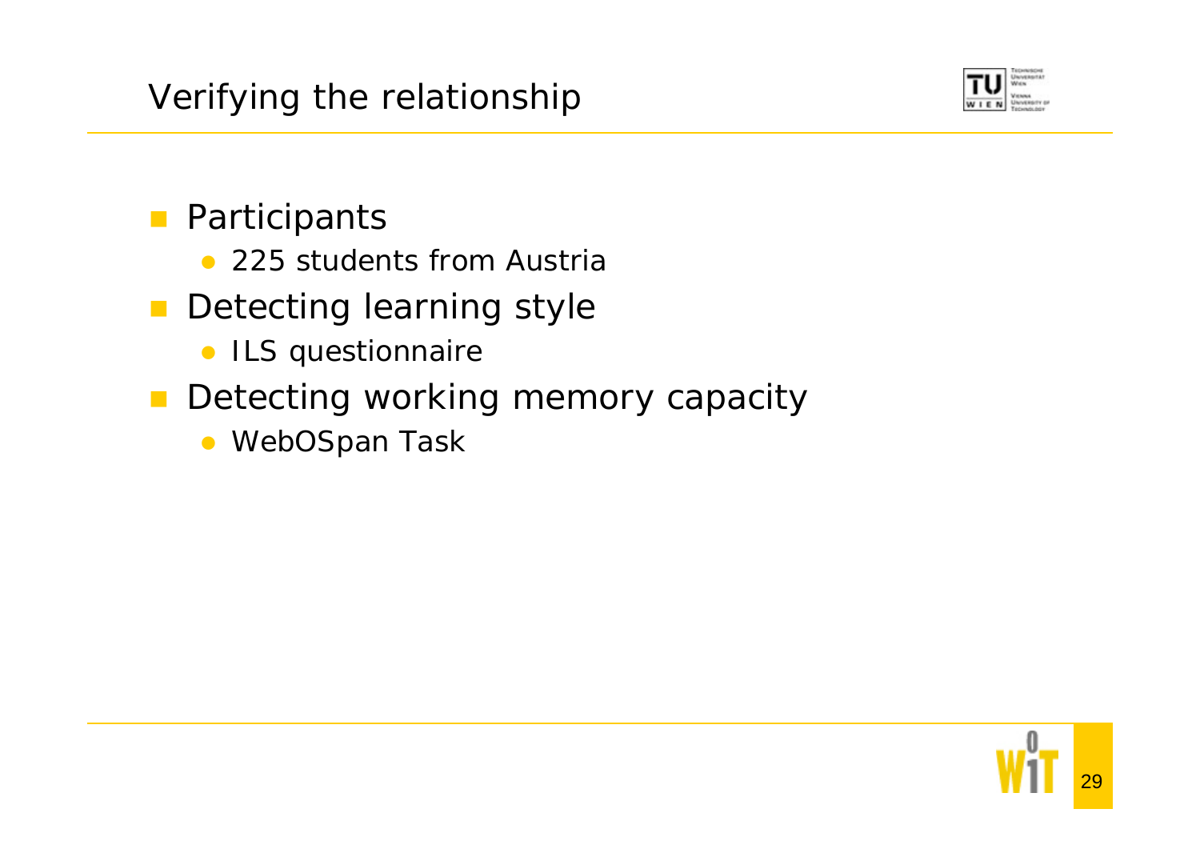# Verifying the relationship

- Participants
  - 225 students from Austria
- Detecting learning style
  - ILS questionnaire
- Detecting working memory capacity
  - WebOSpan Task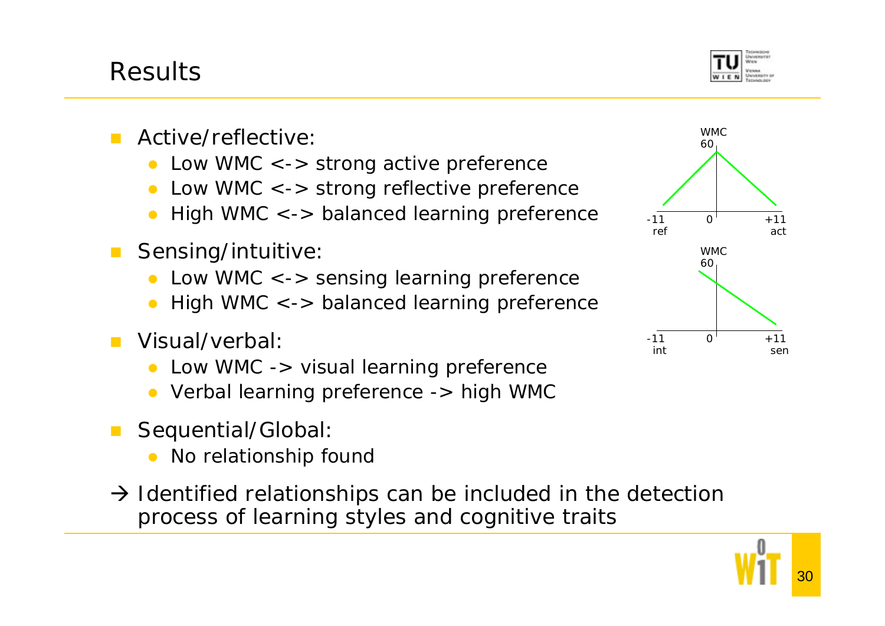## Results

- Active/reflective:
  - Low WMC <-> strong active preference
  - Low WMC <-> strong reflective preference
  - High WMC <-> balanced learning preference
- Sensing/intuitive:
  - Low WMC <-> sensing learning preference
  - High WMC <-> balanced learning preference
- Visual/verbal:
  - Low WMC -> visual learning preference
  - Verbal learning preference -> high WMC
- Sequential/Global:
  - No relationship found

→ Identified relationships can be included in the detection process of learning styles and cognitive traits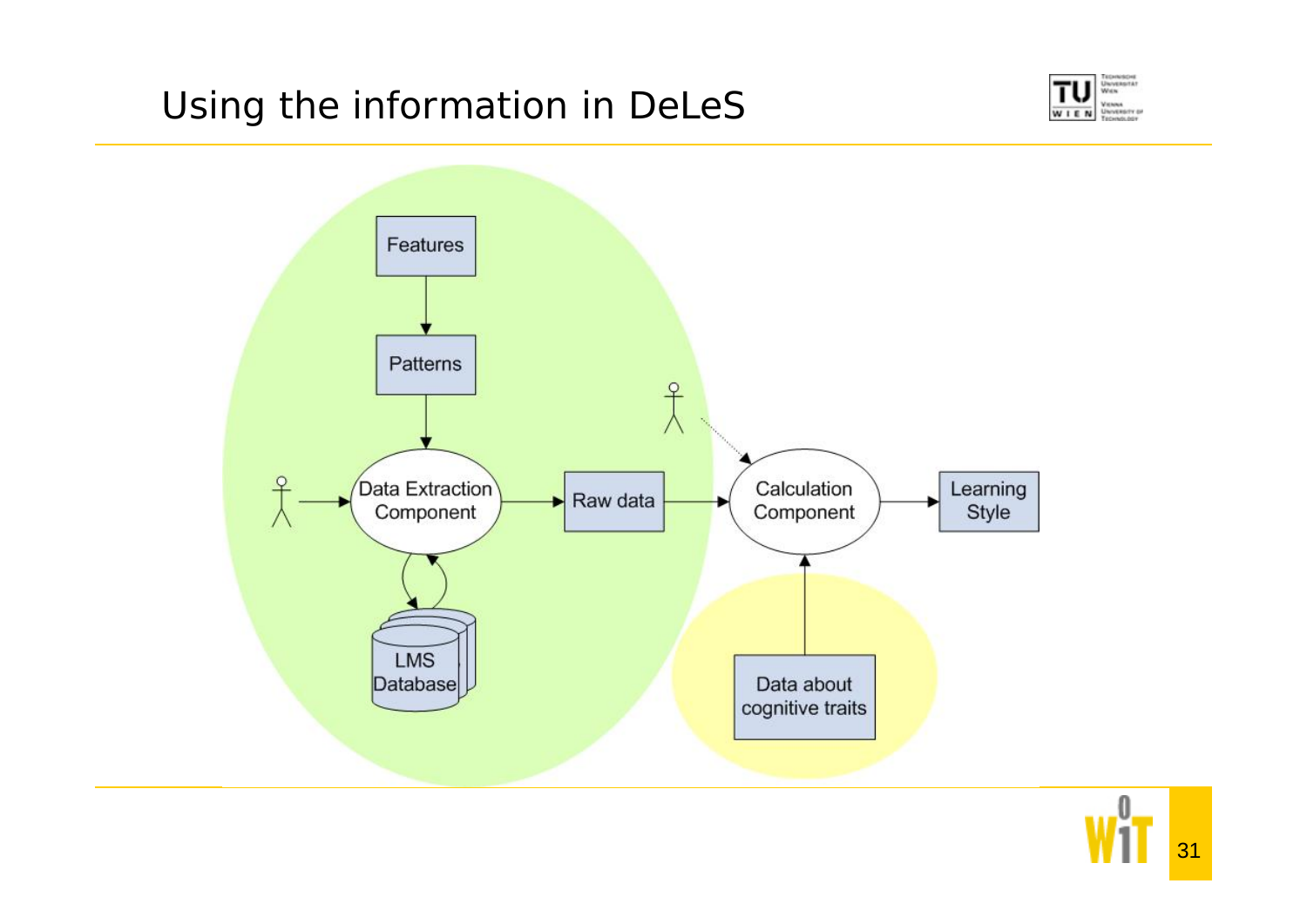# Using the information in DeLeS

Features

Patterns

Data Extraction Component

Raw data

Calculation Component

Learning Style

LMS Database

Data about cognitive traits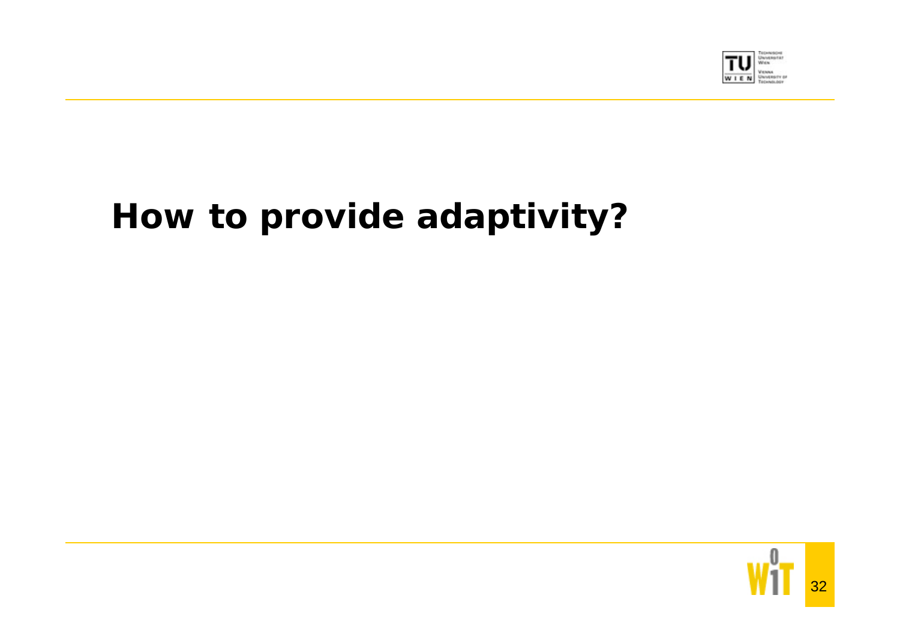# How to provide adaptivity?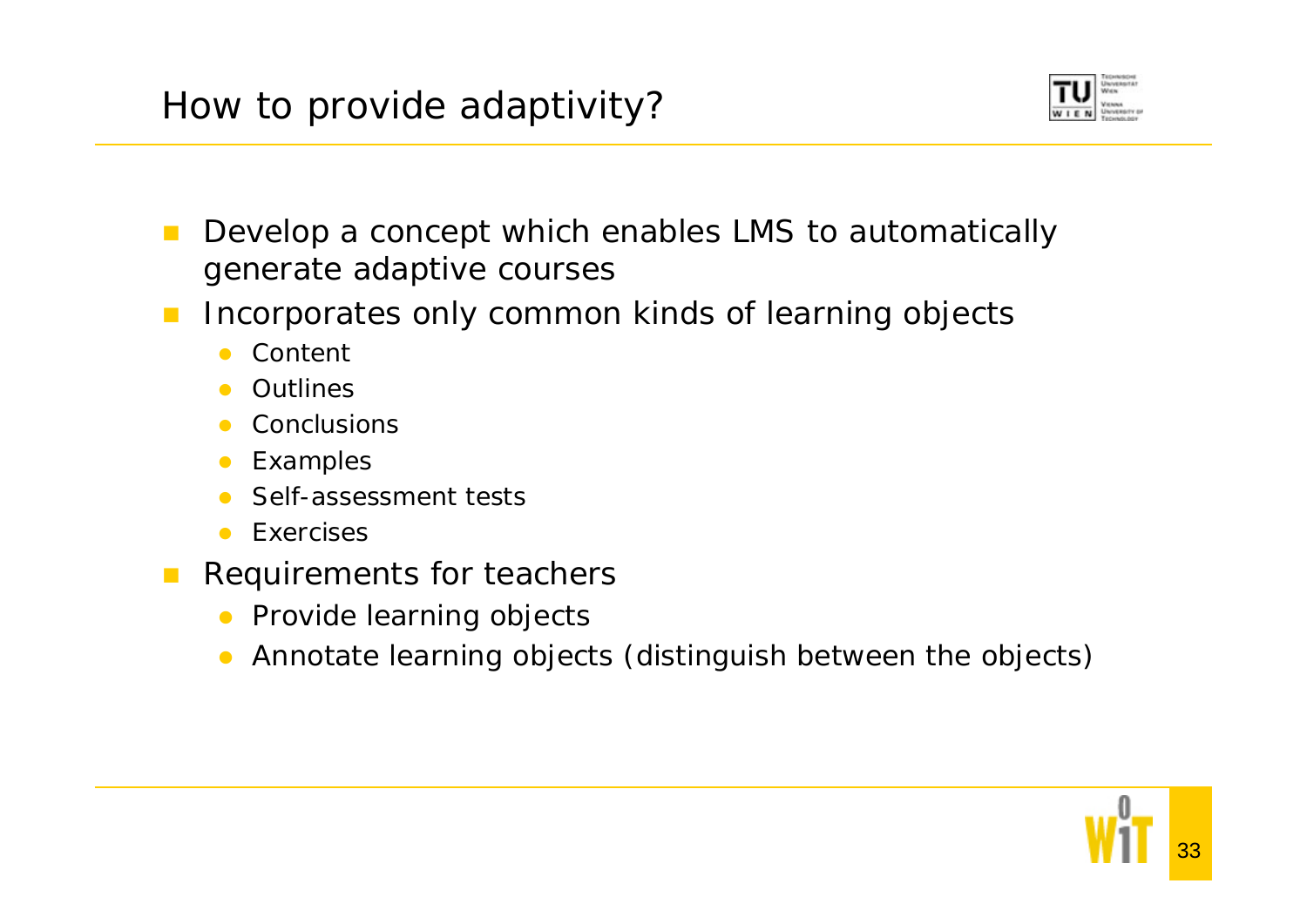# How to provide adaptivity?

- Develop a concept which enables LMS to automatically generate adaptive courses
- Incorporates only common kinds of learning objects
  - Content
  - Outlines
  - Conclusions
  - Examples
  - Self-assessment tests
  - Exercises
- Requirements for teachers
  - Provide learning objects
  - Annotate learning objects (distinguish between the objects)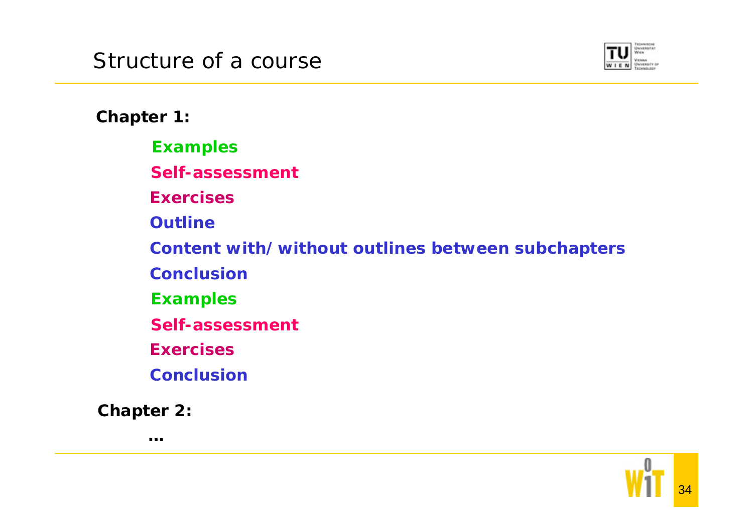# Structure of a course

**Chapter 1:**

- **Examples**
- **Self-assessment**
- **Exercises**
- **Outline**
- **Content with/without outlines between subchapters**
- **Conclusion**
- **Examples**
- **Self-assessment**
- **Exercises**
- **Conclusion**

**Chapter 2:**

- **...**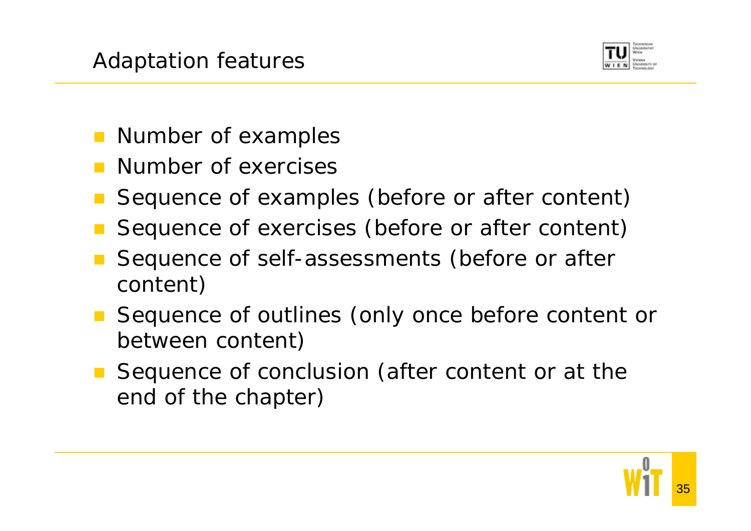## Adaptation features

- Number of examples
- Number of exercises
- Sequence of examples (before or after content)
- Sequence of exercises (before or after content)
- Sequence of self-assessments (before or after content)
- Sequence of outlines (only once before content or between content)
- Sequence of conclusion (after content or at the end of the chapter)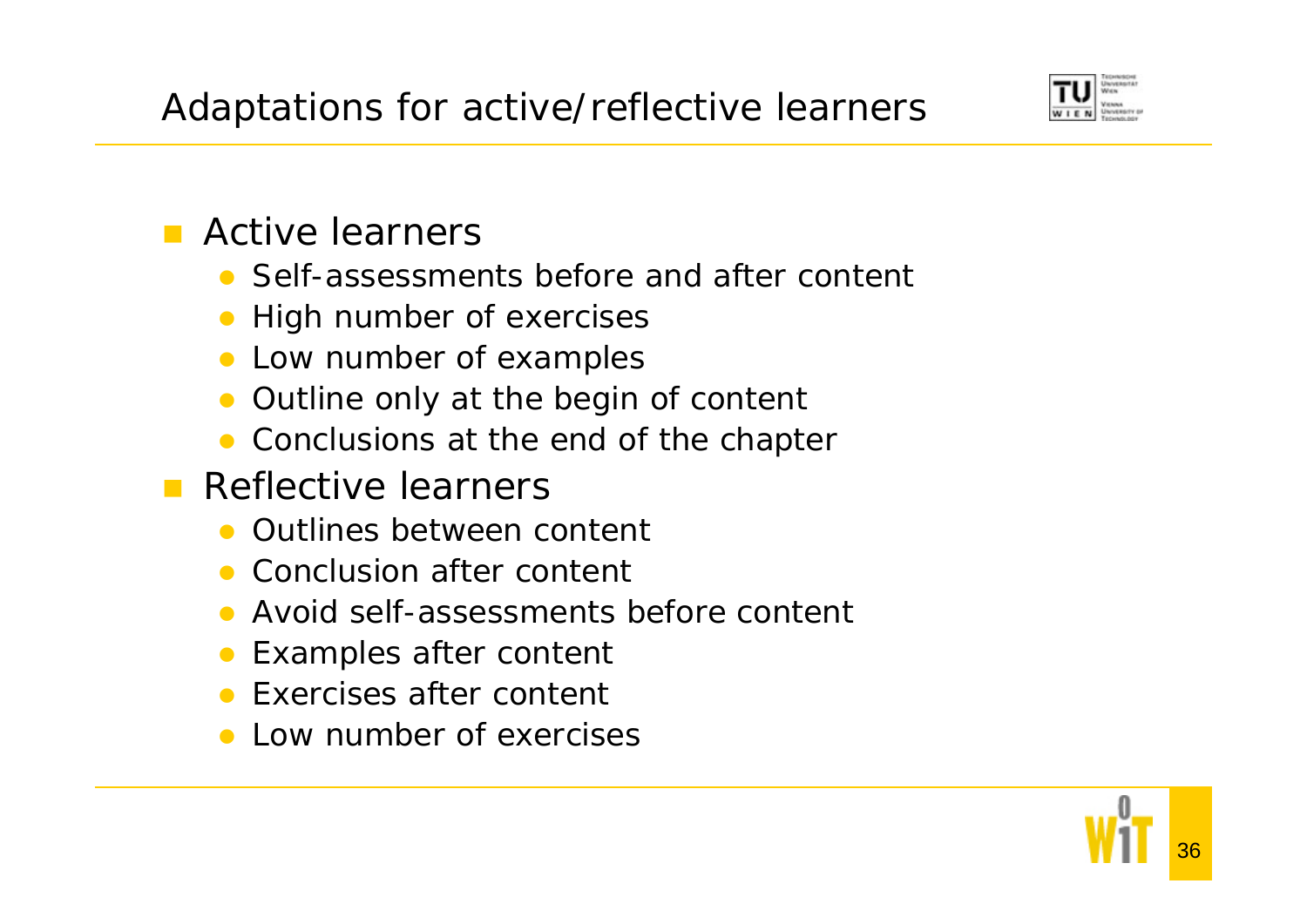# Adaptations for active/reflective learners

- Active learners
  - Self-assessments before and after content
  - High number of exercises
  - Low number of examples
  - Outline only at the begin of content
  - Conclusions at the end of the chapter
- Reflective learners
  - Outlines between content
  - Conclusion after content
  - Avoid self-assessments before content
  - Examples after content
  - Exercises after content
  - Low number of exercises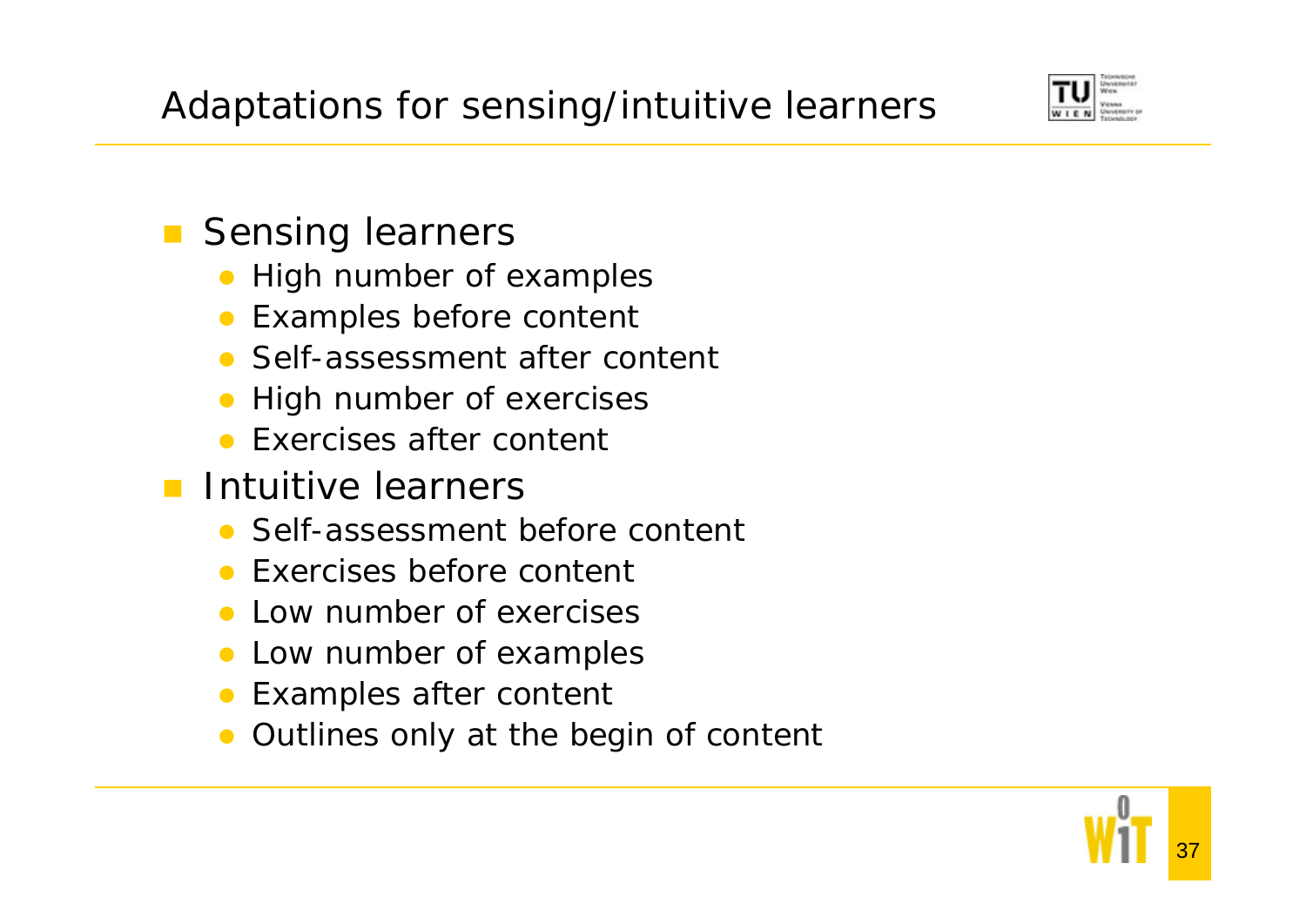# Adaptations for sensing/intuitive learners

- Sensing learners
  - High number of examples
  - Examples before content
  - Self-assessment after content
  - High number of exercises
  - Exercises after content
- Intuitive learners
  - Self-assessment before content
  - Exercises before content
  - Low number of exercises
  - Low number of examples
  - Examples after content
  - Outlines only at the begin of content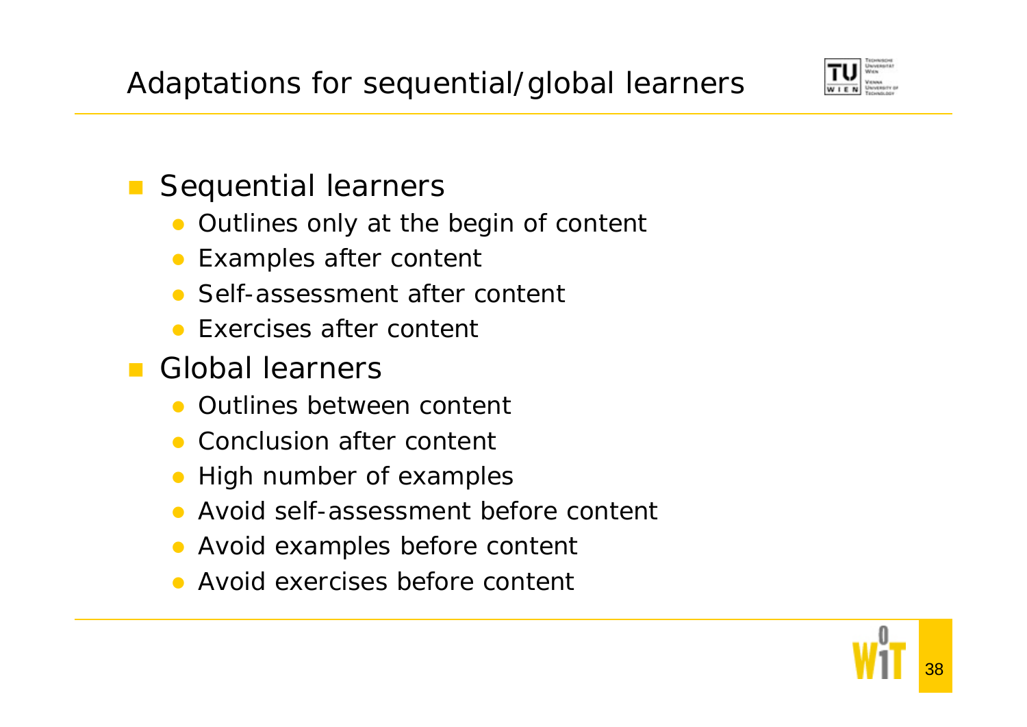# Adaptations for sequential/global learners

- Sequential learners
  - Outlines only at the begin of content
  - Examples after content
  - Self-assessment after content
  - Exercises after content
- Global learners
  - Outlines between content
  - Conclusion after content
  - High number of examples
  - Avoid self-assessment before content
  - Avoid examples before content
  - Avoid exercises before content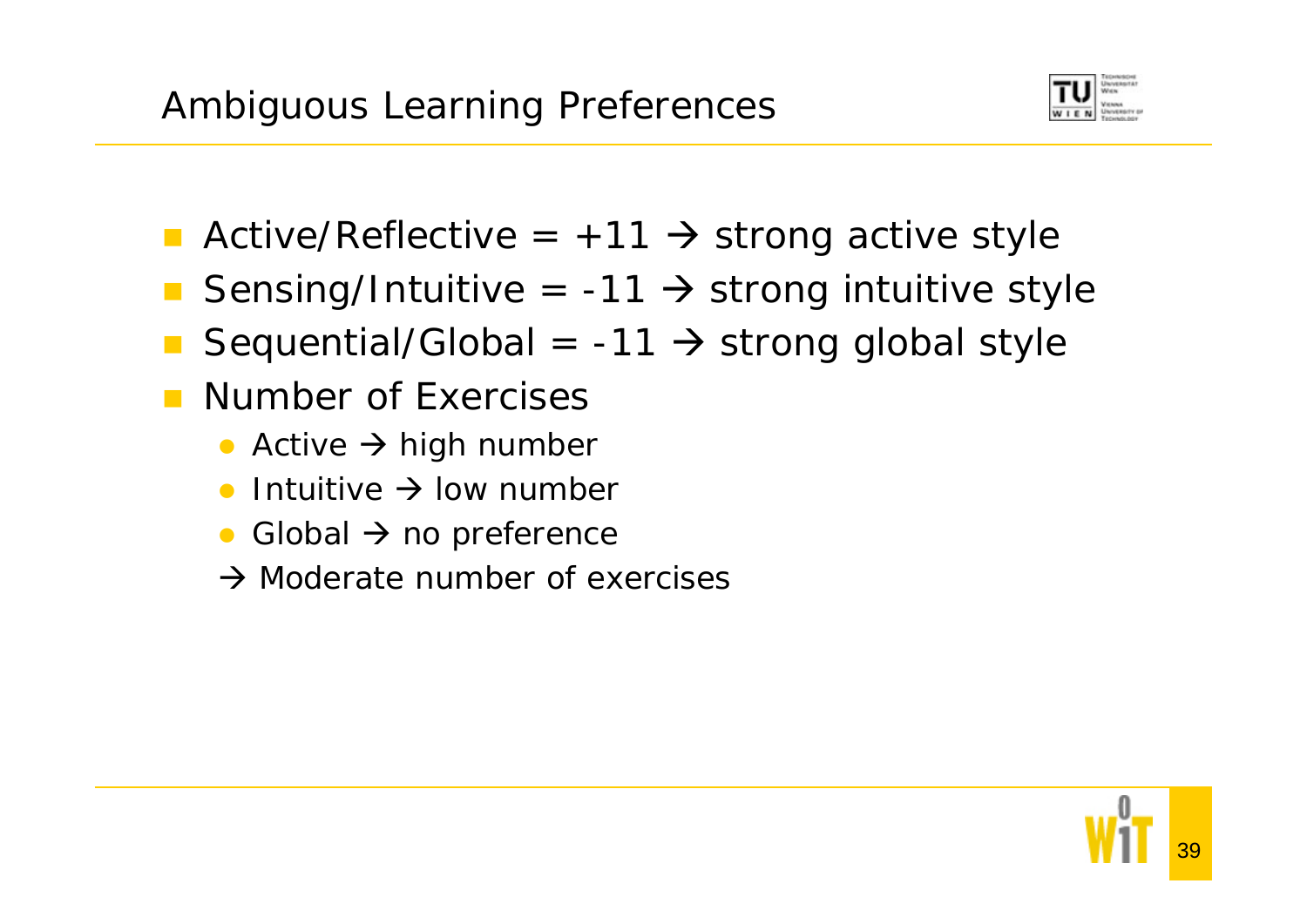# Ambiguous Learning Preferences

- Active/Reflective = +11 → strong active style
- Sensing/Intuitive = -11 → strong intuitive style
- Sequential/Global = -11 → strong global style
- Number of Exercises
  - Active → high number
  - Intuitive → low number
  - Global → no preference
  
  → Moderate number of exercises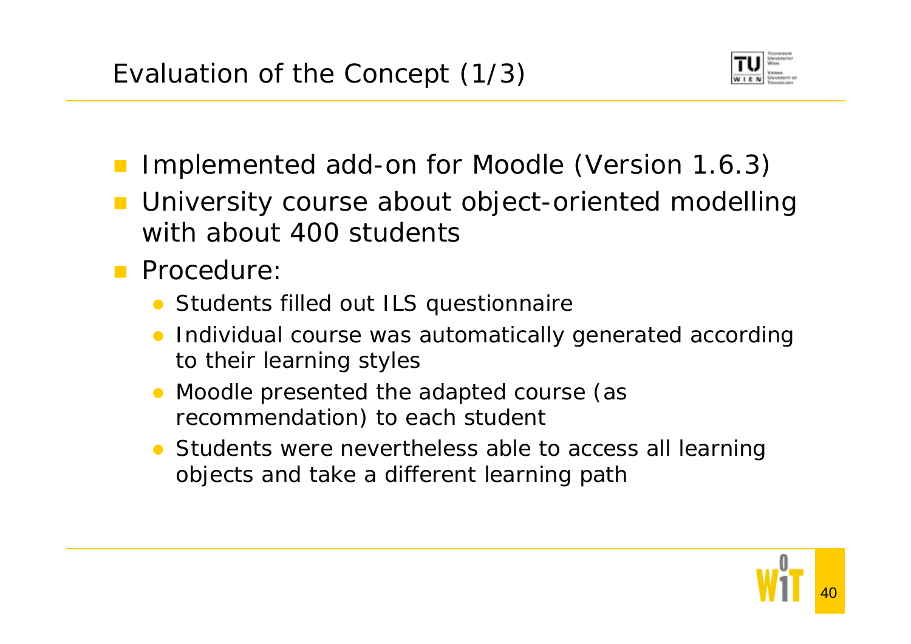# Evaluation of the Concept (1/3)

- Implemented add-on for Moodle (Version 1.6.3)
- University course about object-oriented modelling with about 400 students
- Procedure:
  - Students filled out ILS questionnaire
  - Individual course was automatically generated according to their learning styles
  - Moodle presented the adapted course (as recommendation) to each student
  - Students were nevertheless able to access all learning objects and take a different learning path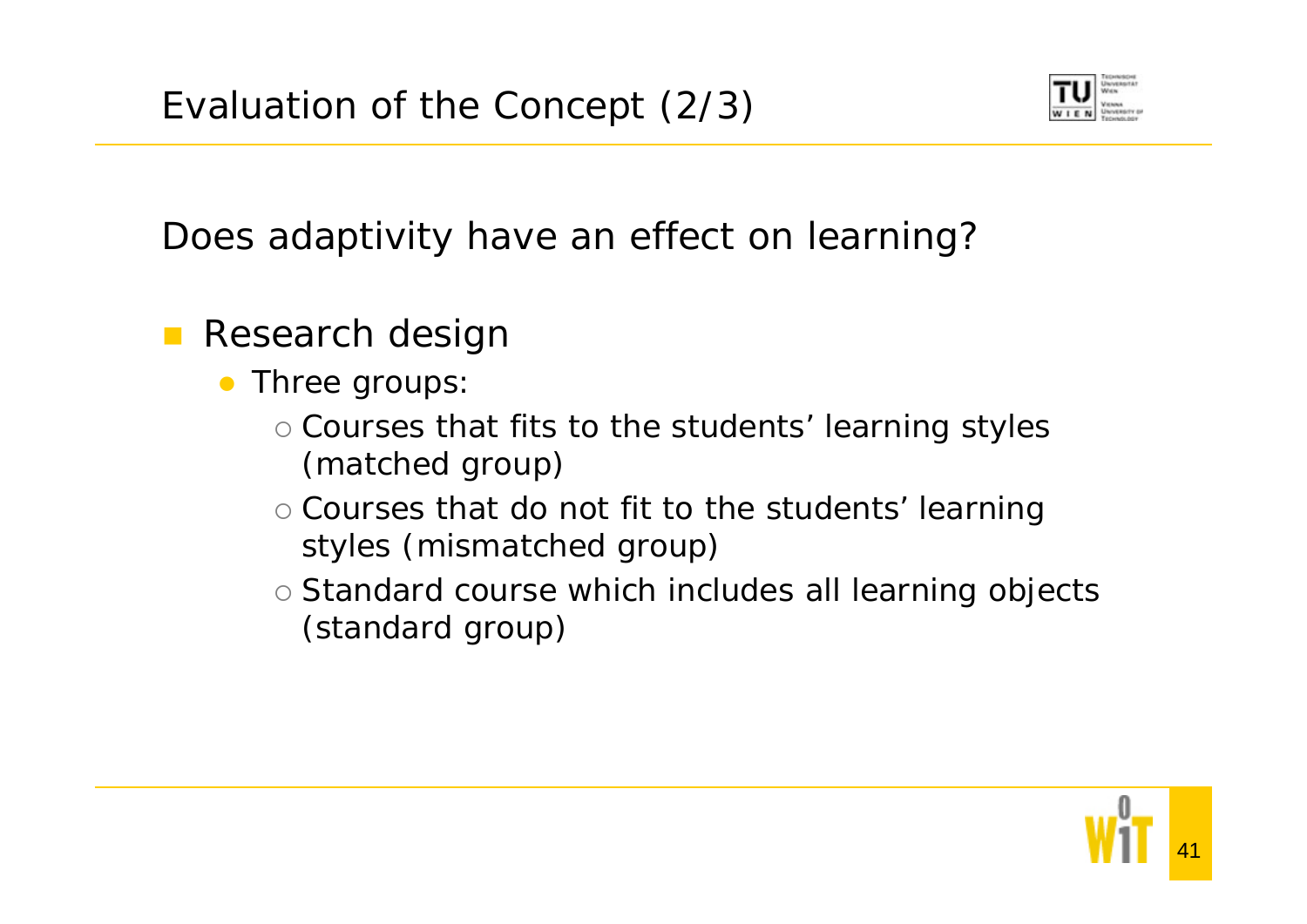# Evaluation of the Concept (2/3)

Does adaptivity have an effect on learning?

- Research design
  - Three groups:
    - Courses that fits to the students' learning styles (matched group)
    - Courses that do not fit to the students' learning styles (mismatched group)
    - Standard course which includes all learning objects (standard group)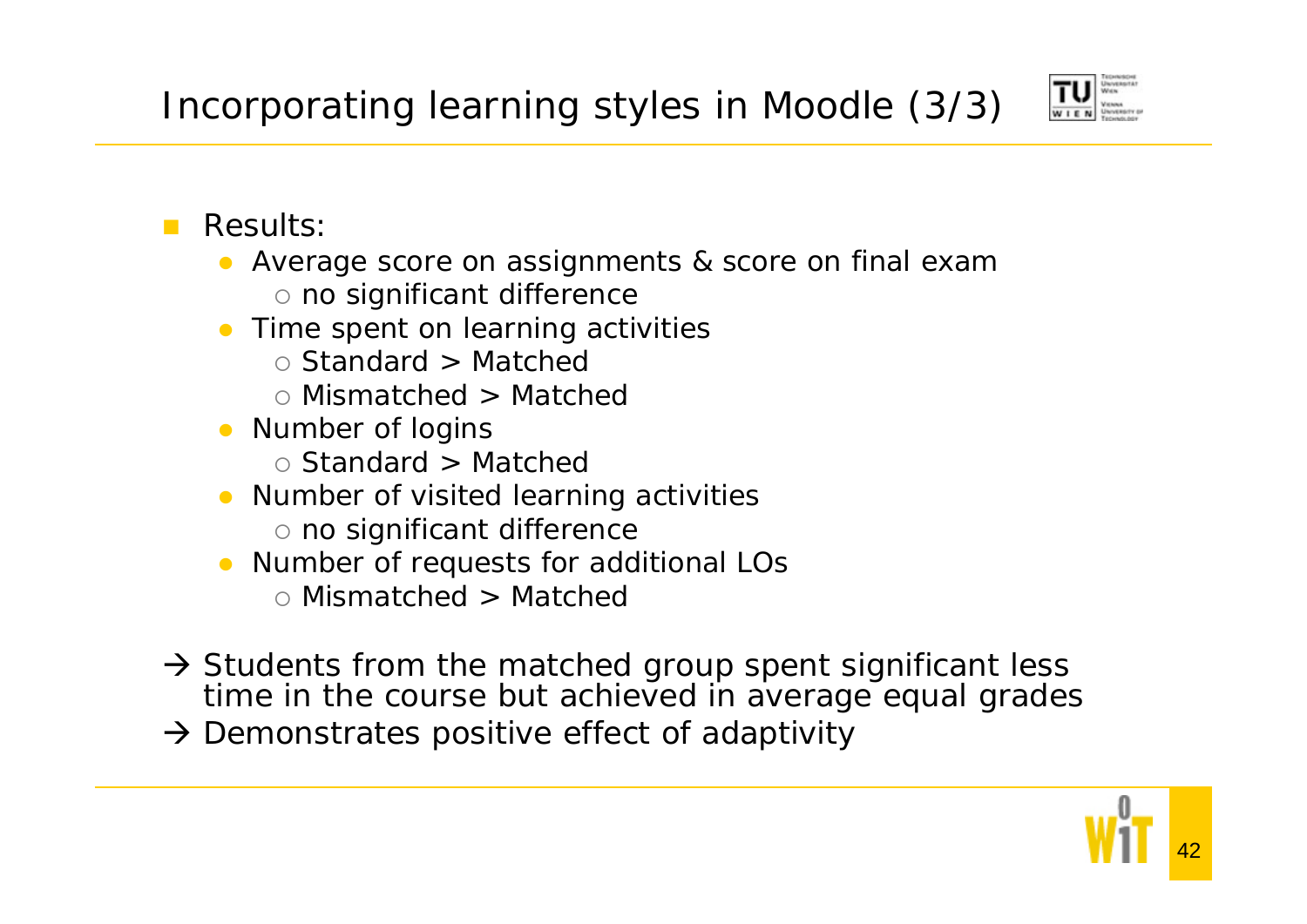# Incorporating learning styles in Moodle (3/3)

- Results:
  - Average score on assignments & score on final exam
    - no significant difference
  - Time spent on learning activities
    - Standard > Matched
    - Mismatched > Matched
  - Number of logins
    - Standard > Matched
  - Number of visited learning activities
    - no significant difference
  - Number of requests for additional LOs
    - Mismatched > Matched

→ Students from the matched group spent significant less time in the course but achieved in average equal grades

→ Demonstrates positive effect of adaptivity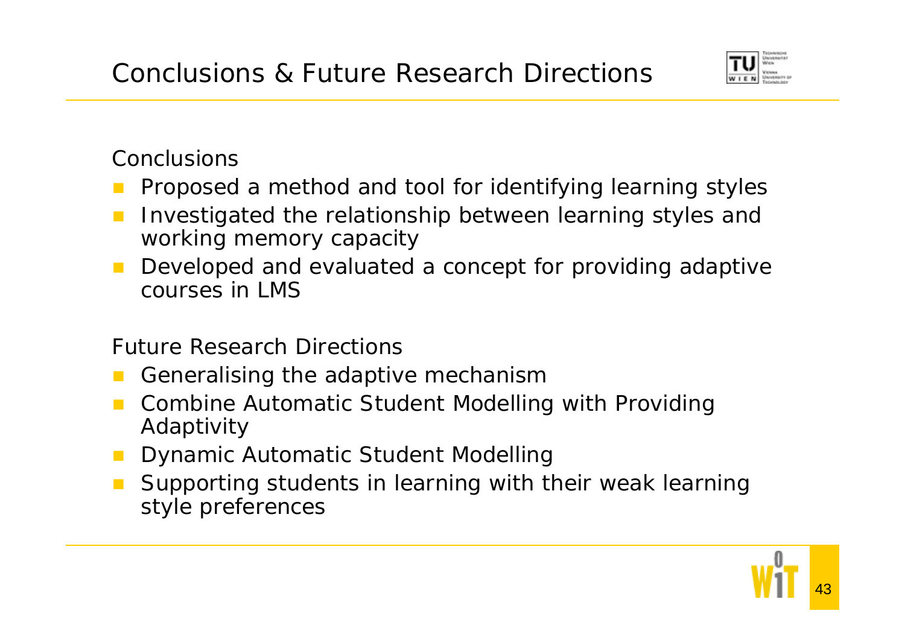# Conclusions & Future Research Directions

Conclusions

- Proposed a method and tool for identifying learning styles
- Investigated the relationship between learning styles and working memory capacity
- Developed and evaluated a concept for providing adaptive courses in LMS

Future Research Directions

- Generalising the adaptive mechanism
- Combine Automatic Student Modelling with Providing Adaptivity
- Dynamic Automatic Student Modelling
- Supporting students in learning with their weak learning style preferences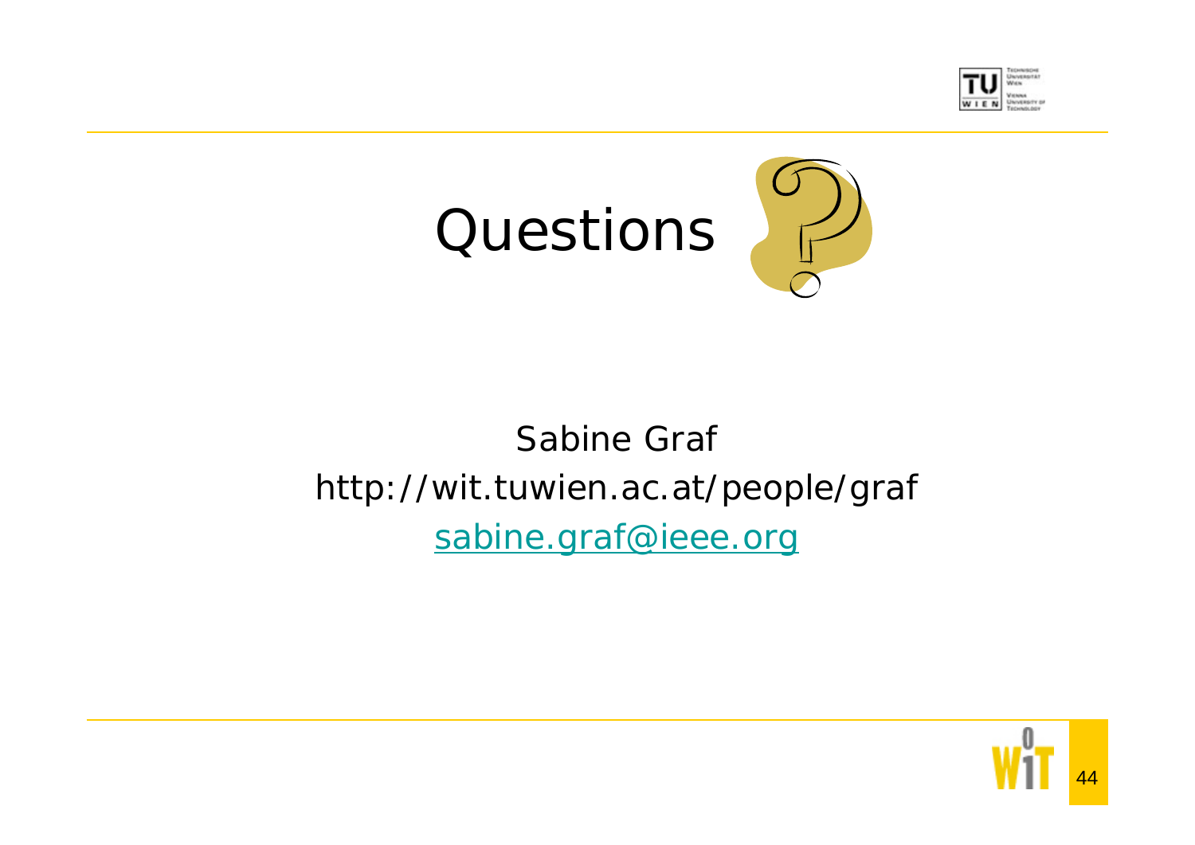# Questions

Sabine Graf

http://wit.tuwien.ac.at/people/graf

sabine.graf@ieee.org